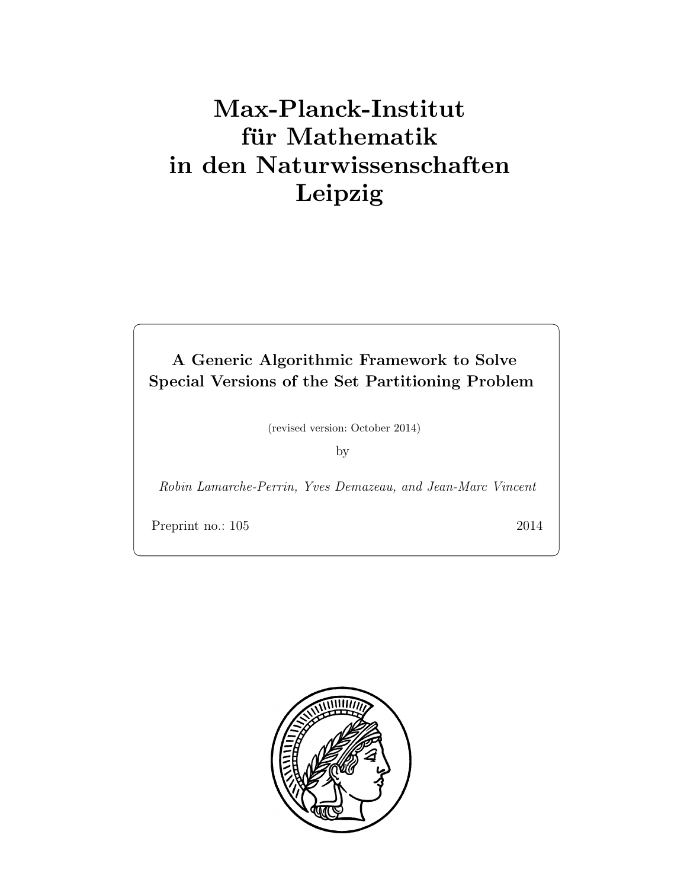# Max-Planck-Institut für Mathematik in den Naturwissenschaften Leipzig

**A Generic Algorithmic Framework to Solve Special Versions of the Set Partitioning Problem**

(revised version: October 2014)

by

*Robin Lamarche-Perrin, Yves Demazeau, and Jean-Marc Vincent*

Preprint no.: 105 2014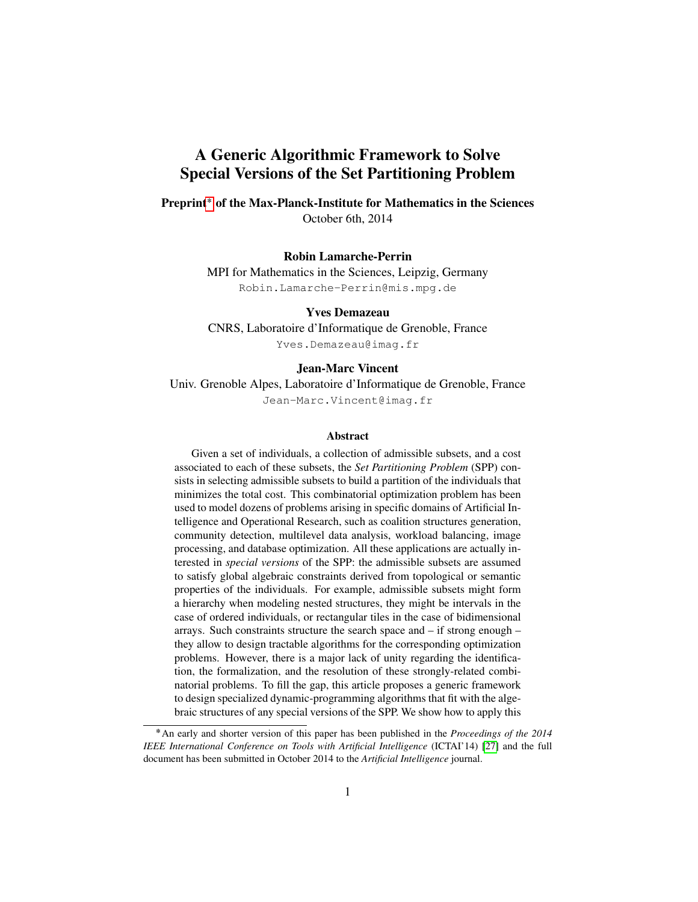# A Generic Algorithmic Framework to Solve Special Versions of the Set Partitioning Problem

**Preprint* of the Max-Planck-Institute for Mathematics in the Sciences**
October 6th, 2014

**Robin Lamarche-Perrin**
MPI for Mathematics in the Sciences, Leipzig, Germany
Robin.Lamarche-Perrin@mis.mpg.de

**Yves Demazeau**
CNRS, Laboratoire d'Informatique de Grenoble, France
Yves.Demazeau@imag.fr

**Jean-Marc Vincent**
Univ. Grenoble Alpes, Laboratoire d'Informatique de Grenoble, France
Jean-Marc.Vincent@imag.fr

### Abstract

Given a set of individuals, a collection of admissible subsets, and a cost associated to each of these subsets, the *Set Partitioning Problem* (SPP) consists in selecting admissible subsets to build a partition of the individuals that minimizes the total cost. This combinatorial optimization problem has been used to model dozens of problems arising in specific domains of Artificial Intelligence and Operational Research, such as coalition structures generation, community detection, multilevel data analysis, workload balancing, image processing, and database optimization. All these applications are actually interested in *special versions* of the SPP: the admissible subsets are assumed to satisfy global algebraic constraints derived from topological or semantic properties of the individuals. For example, admissible subsets might form a hierarchy when modeling nested structures, they might be intervals in the case of ordered individuals, or rectangular tiles in the case of bidimensional arrays. Such constraints structure the search space and – if strong enough – they allow to design tractable algorithms for the corresponding optimization problems. However, there is a major lack of unity regarding the identification, the formalization, and the resolution of these strongly-related combinatorial problems. To fill the gap, this article proposes a generic framework to design specialized dynamic-programming algorithms that fit with the algebraic structures of any special versions of the SPP. We show how to apply this

*An early and shorter version of this paper has been published in the *Proceedings of the 2014 IEEE International Conference on Tools with Artificial Intelligence* (ICTAI'14) [27] and the full document has been submitted in October 2014 to the *Artificial Intelligence* journal.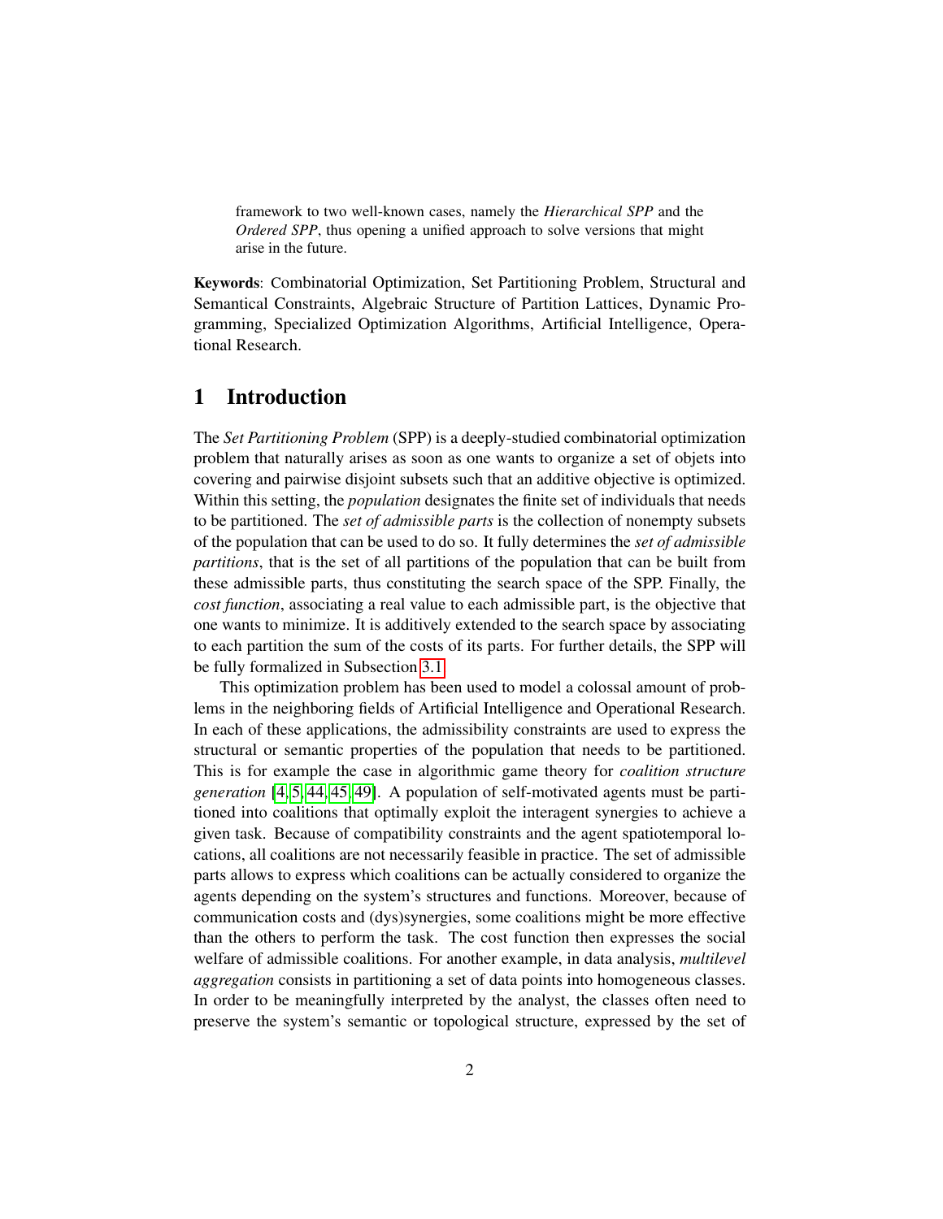framework to two well-known cases, namely the *Hierarchical SPP* and the *Ordered SPP*, thus opening a unified approach to solve versions that might arise in the future.

**Keywords**: Combinatorial Optimization, Set Partitioning Problem, Structural and Semantical Constraints, Algebraic Structure of Partition Lattices, Dynamic Programming, Specialized Optimization Algorithms, Artificial Intelligence, Operational Research.

## 1 Introduction

The *Set Partitioning Problem* (SPP) is a deeply-studied combinatorial optimization problem that naturally arises as soon as one wants to organize a set of objets into covering and pairwise disjoint subsets such that an additive objective is optimized. Within this setting, the *population* designates the finite set of individuals that needs to be partitioned. The *set of admissible parts* is the collection of nonempty subsets of the population that can be used to do so. It fully determines the *set of admissible partitions*, that is the set of all partitions of the population that can be built from these admissible parts, thus constituting the search space of the SPP. Finally, the *cost function*, associating a real value to each admissible part, is the objective that one wants to minimize. It is additively extended to the search space by associating to each partition the sum of the costs of its parts. For further details, the SPP will be fully formalized in Subsection 3.1.

This optimization problem has been used to model a colossal amount of problems in the neighboring fields of Artificial Intelligence and Operational Research. In each of these applications, the admissibility constraints are used to express the structural or semantic properties of the population that needs to be partitioned. This is for example the case in algorithmic game theory for *coalition structure generation* [4, 5, 44, 45, 49]. A population of self-motivated agents must be partitioned into coalitions that optimally exploit the interagent synergies to achieve a given task. Because of compatibility constraints and the agent spatiotemporal locations, all coalitions are not necessarily feasible in practice. The set of admissible parts allows to express which coalitions can be actually considered to organize the agents depending on the system's structures and functions. Moreover, because of communication costs and (dys)synergies, some coalitions might be more effective than the others to perform the task. The cost function then expresses the social welfare of admissible coalitions. For another example, in data analysis, *multilevel aggregation* consists in partitioning a set of data points into homogeneous classes. In order to be meaningfully interpreted by the analyst, the classes often need to preserve the system's semantic or topological structure, expressed by the set of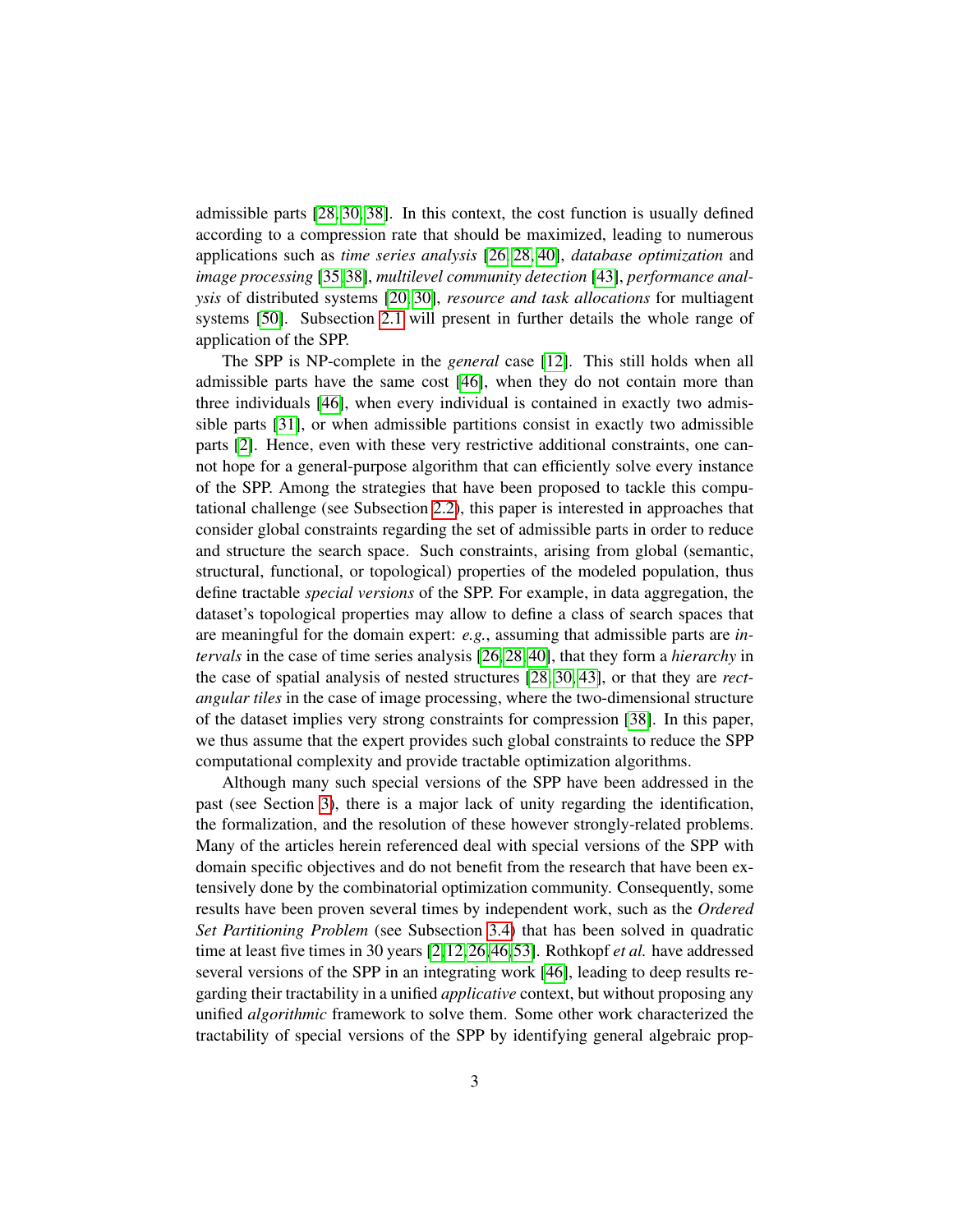admissible parts [28, 30, 38]. In this context, the cost function is usually defined according to a compression rate that should be maximized, leading to numerous applications such as *time series analysis* [26, 28, 40], *database optimization* and *image processing* [35, 38], *multilevel community detection* [43], *performance analysis* of distributed systems [20, 30], *resource and task allocations* for multiagent systems [50]. Subsection 2.1 will present in further details the whole range of application of the SPP.

The SPP is NP-complete in the *general* case [12]. This still holds when all admissible parts have the same cost [46], when they do not contain more than three individuals [46], when every individual is contained in exactly two admissible parts [31], or when admissible partitions consist in exactly two admissible parts [2]. Hence, even with these very restrictive additional constraints, one cannot hope for a general-purpose algorithm that can efficiently solve every instance of the SPP. Among the strategies that have been proposed to tackle this computational challenge (see Subsection 2.2), this paper is interested in approaches that consider global constraints regarding the set of admissible parts in order to reduce and structure the search space. Such constraints, arising from global (semantic, structural, functional, or topological) properties of the modeled population, thus define tractable *special versions* of the SPP. For example, in data aggregation, the dataset's topological properties may allow to define a class of search spaces that are meaningful for the domain expert: *e.g.*, assuming that admissible parts are *intervals* in the case of time series analysis [26, 28, 40], that they form a *hierarchy* in the case of spatial analysis of nested structures [28, 30, 43], or that they are *rectangular tiles* in the case of image processing, where the two-dimensional structure of the dataset implies very strong constraints for compression [38]. In this paper, we thus assume that the expert provides such global constraints to reduce the SPP computational complexity and provide tractable optimization algorithms.

Although many such special versions of the SPP have been addressed in the past (see Section 3), there is a major lack of unity regarding the identification, the formalization, and the resolution of these however strongly-related problems. Many of the articles herein referenced deal with special versions of the SPP with domain specific objectives and do not benefit from the research that have been extensively done by the combinatorial optimization community. Consequently, some results have been proven several times by independent work, such as the *Ordered Set Partitioning Problem* (see Subsection 3.4) that has been solved in quadratic time at least five times in 30 years [2, 12, 26, 46, 53]. Rothkopf *et al.* have addressed several versions of the SPP in an integrating work [46], leading to deep results regarding their tractability in a unified *applicative* context, but without proposing any unified *algorithmic* framework to solve them. Some other work characterized the tractability of special versions of the SPP by identifying general algebraic prop-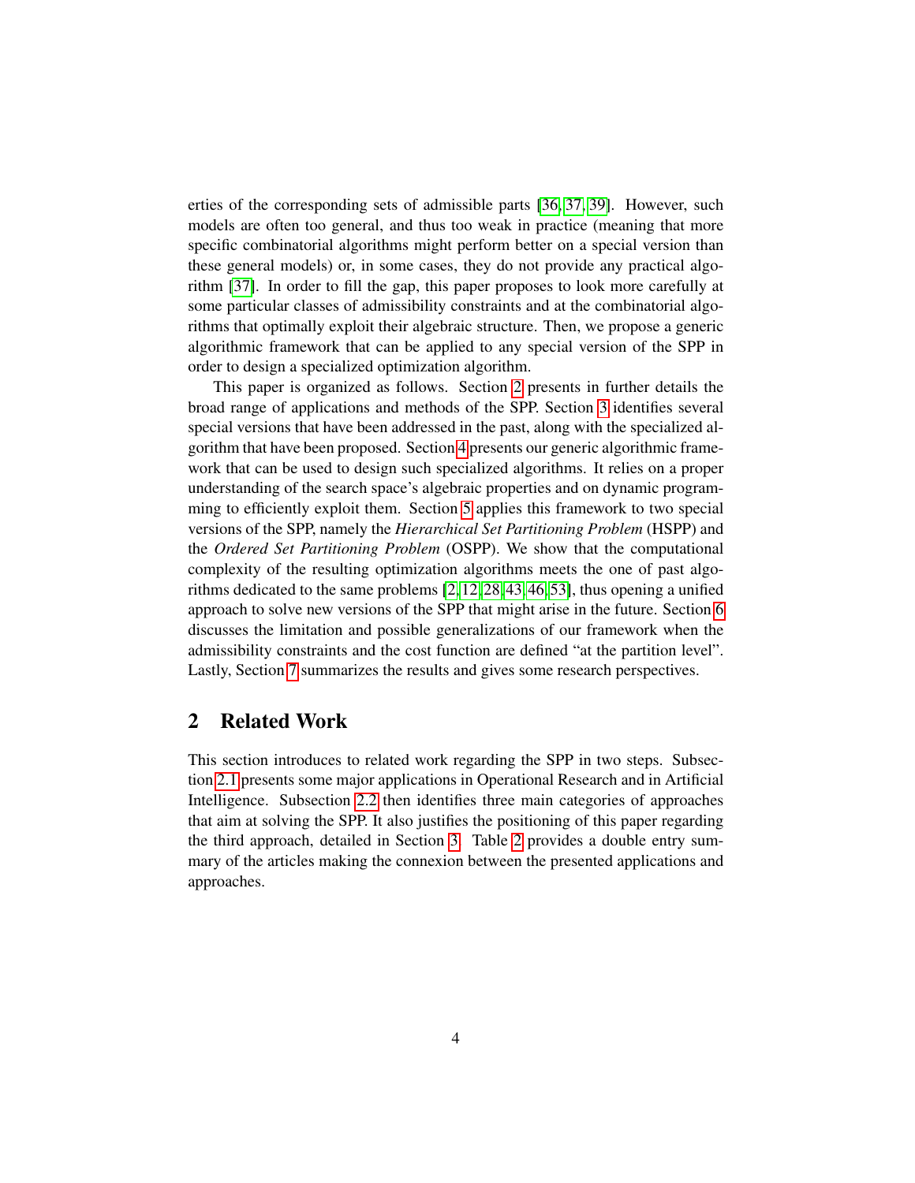erties of the corresponding sets of admissible parts [36, 37, 39]. However, such models are often too general, and thus too weak in practice (meaning that more specific combinatorial algorithms might perform better on a special version than these general models) or, in some cases, they do not provide any practical algorithm [37]. In order to fill the gap, this paper proposes to look more carefully at some particular classes of admissibility constraints and at the combinatorial algorithms that optimally exploit their algebraic structure. Then, we propose a generic algorithmic framework that can be applied to any special version of the SPP in order to design a specialized optimization algorithm.

This paper is organized as follows. Section 2 presents in further details the broad range of applications and methods of the SPP. Section 3 identifies several special versions that have been addressed in the past, along with the specialized algorithm that have been proposed. Section 4 presents our generic algorithmic framework that can be used to design such specialized algorithms. It relies on a proper understanding of the search space's algebraic properties and on dynamic programming to efficiently exploit them. Section 5 applies this framework to two special versions of the SPP, namely the *Hierarchical Set Partitioning Problem* (HSPP) and the *Ordered Set Partitioning Problem* (OSPP). We show that the computational complexity of the resulting optimization algorithms meets the one of past algorithms dedicated to the same problems [2, 12, 28, 43, 46, 53], thus opening a unified approach to solve new versions of the SPP that might arise in the future. Section 6 discusses the limitation and possible generalizations of our framework when the admissibility constraints and the cost function are defined "at the partition level". Lastly, Section 7 summarizes the results and gives some research perspectives.

## 2 Related Work

This section introduces to related work regarding the SPP in two steps. Subsection 2.1 presents some major applications in Operational Research and in Artificial Intelligence. Subsection 2.2 then identifies three main categories of approaches that aim at solving the SPP. It also justifies the positioning of this paper regarding the third approach, detailed in Section 3. Table 2 provides a double entry summary of the articles making the connexion between the presented applications and approaches.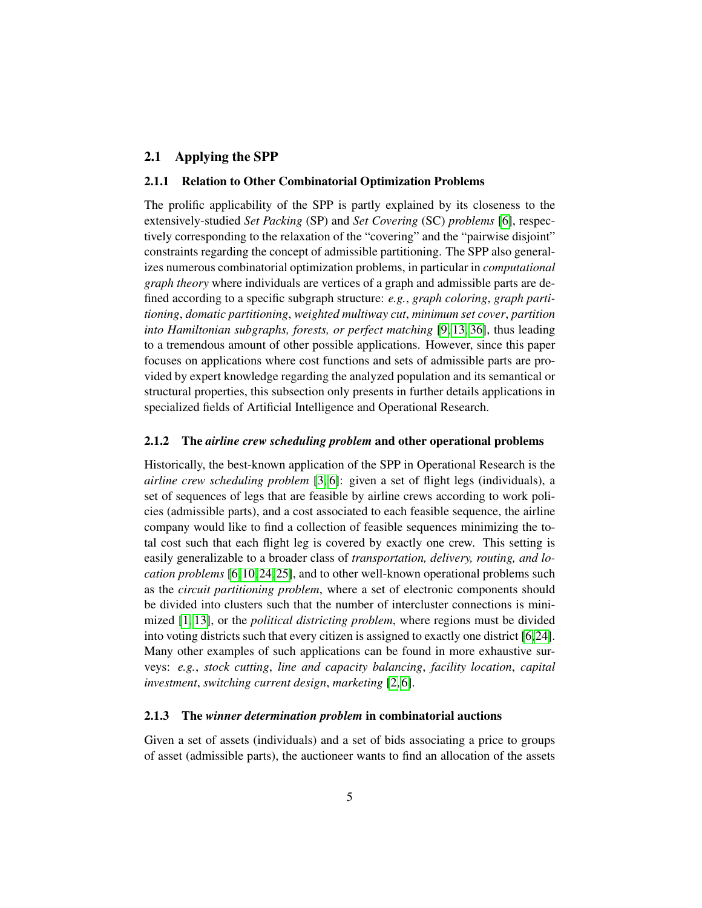## 2.1 Applying the SPP

### 2.1.1 Relation to Other Combinatorial Optimization Problems

The prolific applicability of the SPP is partly explained by its closeness to the extensively-studied *Set Packing* (SP) and *Set Covering* (SC) *problems* [6], respectively corresponding to the relaxation of the "covering" and the "pairwise disjoint" constraints regarding the concept of admissible partitioning. The SPP also generalizes numerous combinatorial optimization problems, in particular in *computational graph theory* where individuals are vertices of a graph and admissible parts are defined according to a specific subgraph structure: *e.g.*, *graph coloring*, *graph partitioning*, *domatic partitioning*, *weighted multiway cut*, *minimum set cover*, *partition into Hamiltonian subgraphs, forests, or perfect matching* [9, 13, 36], thus leading to a tremendous amount of other possible applications. However, since this paper focuses on applications where cost functions and sets of admissible parts are provided by expert knowledge regarding the analyzed population and its semantical or structural properties, this subsection only presents in further details applications in specialized fields of Artificial Intelligence and Operational Research.

### 2.1.2 The *airline crew scheduling problem* and other operational problems

Historically, the best-known application of the SPP in Operational Research is the *airline crew scheduling problem* [3, 6]: given a set of flight legs (individuals), a set of sequences of legs that are feasible by airline crews according to work policies (admissible parts), and a cost associated to each feasible sequence, the airline company would like to find a collection of feasible sequences minimizing the total cost such that each flight leg is covered by exactly one crew. This setting is easily generalizable to a broader class of *transportation, delivery, routing, and location problems* [6, 10, 24, 25], and to other well-known operational problems such as the *circuit partitioning problem*, where a set of electronic components should be divided into clusters such that the number of intercluster connections is minimized [1, 13], or the *political districting problem*, where regions must be divided into voting districts such that every citizen is assigned to exactly one district [6, 24]. Many other examples of such applications can be found in more exhaustive surveys: *e.g.*, *stock cutting*, *line and capacity balancing*, *facility location*, *capital investment*, *switching current design*, *marketing* [2, 6].

### 2.1.3 The *winner determination problem* in combinatorial auctions

Given a set of assets (individuals) and a set of bids associating a price to groups of asset (admissible parts), the auctioneer wants to find an allocation of the assets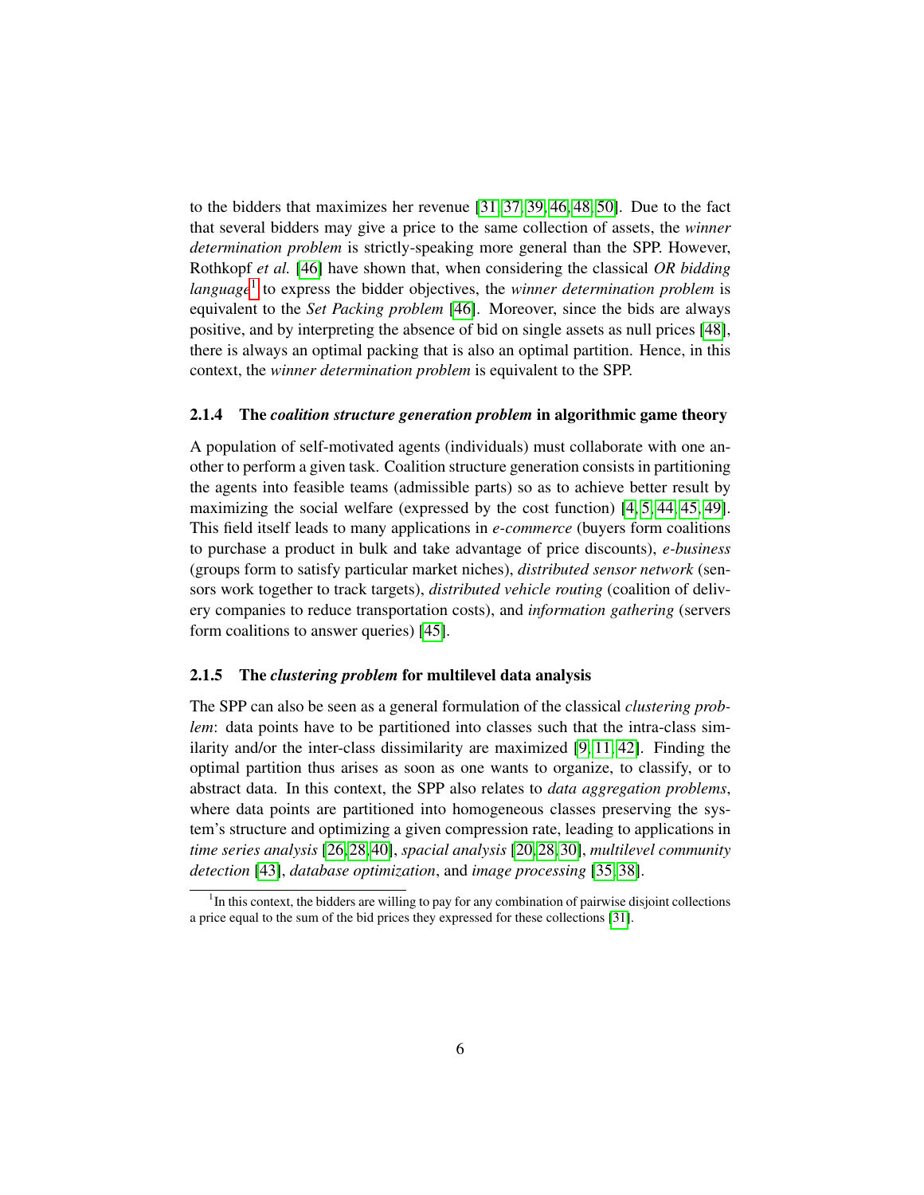to the bidders that maximizes her revenue [31, 37, 39, 46, 48, 50]. Due to the fact that several bidders may give a price to the same collection of assets, the *winner determination problem* is strictly-speaking more general than the SPP. However, Rothkopf *et al.* [46] have shown that, when considering the classical *OR bidding language*[1] to express the bidder objectives, the *winner determination problem* is equivalent to the *Set Packing problem* [46]. Moreover, since the bids are always positive, and by interpreting the absence of bid on single assets as null prices [48], there is always an optimal packing that is also an optimal partition. Hence, in this context, the *winner determination problem* is equivalent to the SPP.

#### 2.1.4 The *coalition structure generation problem* in algorithmic game theory

A population of self-motivated agents (individuals) must collaborate with one another to perform a given task. Coalition structure generation consists in partitioning the agents into feasible teams (admissible parts) so as to achieve better result by maximizing the social welfare (expressed by the cost function) [4, 5, 44, 45, 49]. This field itself leads to many applications in *e-commerce* (buyers form coalitions to purchase a product in bulk and take advantage of price discounts), *e-business* (groups form to satisfy particular market niches), *distributed sensor network* (sensors work together to track targets), *distributed vehicle routing* (coalition of delivery companies to reduce transportation costs), and *information gathering* (servers form coalitions to answer queries) [45].

#### 2.1.5 The *clustering problem* for multilevel data analysis

The SPP can also be seen as a general formulation of the classical *clustering problem*: data points have to be partitioned into classes such that the intra-class similarity and/or the inter-class dissimilarity are maximized [9, 11, 42]. Finding the optimal partition thus arises as soon as one wants to organize, to classify, or to abstract data. In this context, the SPP also relates to *data aggregation problems*, where data points are partitioned into homogeneous classes preserving the system's structure and optimizing a given compression rate, leading to applications in *time series analysis* [26, 28, 40], *spacial analysis* [20, 28, 30], *multilevel community detection* [43], *database optimization*, and *image processing* [35, 38].

[1] In this context, the bidders are willing to pay for any combination of pairwise disjoint collections a price equal to the sum of the bid prices they expressed for these collections [31].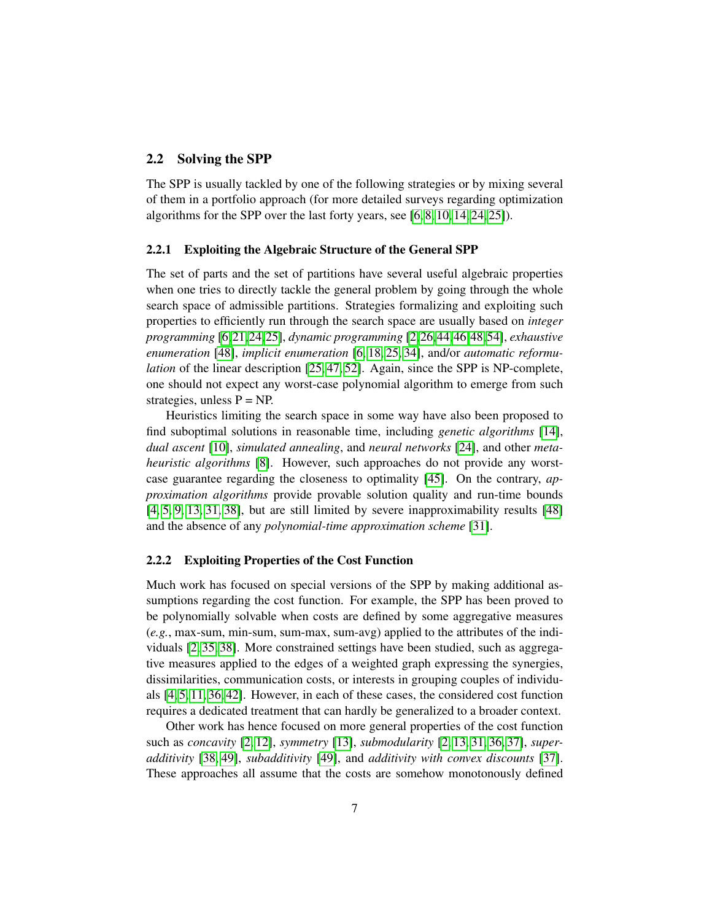## 2.2 Solving the SPP

The SPP is usually tackled by one of the following strategies or by mixing several of them in a portfolio approach (for more detailed surveys regarding optimization algorithms for the SPP over the last forty years, see [6, 8, 10, 14, 24, 25]).

### 2.2.1 Exploiting the Algebraic Structure of the General SPP

The set of parts and the set of partitions have several useful algebraic properties when one tries to directly tackle the general problem by going through the whole search space of admissible partitions. Strategies formalizing and exploiting such properties to efficiently run through the search space are usually based on *integer programming* [6, 21, 24, 25], *dynamic programming* [2, 26, 44, 46, 48, 54], *exhaustive enumeration* [48], *implicit enumeration* [6, 18, 25, 34], and/or *automatic reformulation* of the linear description [25, 47, 52]. Again, since the SPP is NP-complete, one should not expect any worst-case polynomial algorithm to emerge from such strategies, unless P = NP.

Heuristics limiting the search space in some way have also been proposed to find suboptimal solutions in reasonable time, including *genetic algorithms* [14], *dual ascent* [10], *simulated annealing*, and *neural networks* [24], and other *metaheuristic algorithms* [8]. However, such approaches do not provide any worst-case guarantee regarding the closeness to optimality [45]. On the contrary, *approximation algorithms* provide provable solution quality and run-time bounds [4, 5, 9, 13, 31, 38], but are still limited by severe inapproximability results [48] and the absence of any *polynomial-time approximation scheme* [31].

### 2.2.2 Exploiting Properties of the Cost Function

Much work has focused on special versions of the SPP by making additional assumptions regarding the cost function. For example, the SPP has been proved to be polynomially solvable when costs are defined by some aggregative measures (*e.g.*, max-sum, min-sum, sum-max, sum-avg) applied to the attributes of the individuals [2, 35, 38]. More constrained settings have been studied, such as aggregative measures applied to the edges of a weighted graph expressing the synergies, dissimilarities, communication costs, or interests in grouping couples of individuals [4, 5, 11, 36, 42]. However, in each of these cases, the considered cost function requires a dedicated treatment that can hardly be generalized to a broader context.

Other work has hence focused on more general properties of the cost function such as *concavity* [2, 12], *symmetry* [13], *submodularity* [2, 13, 31, 36, 37], *superadditivity* [38, 49], *subadditivity* [49], and *additivity with convex discounts* [37]. These approaches all assume that the costs are somehow monotonously defined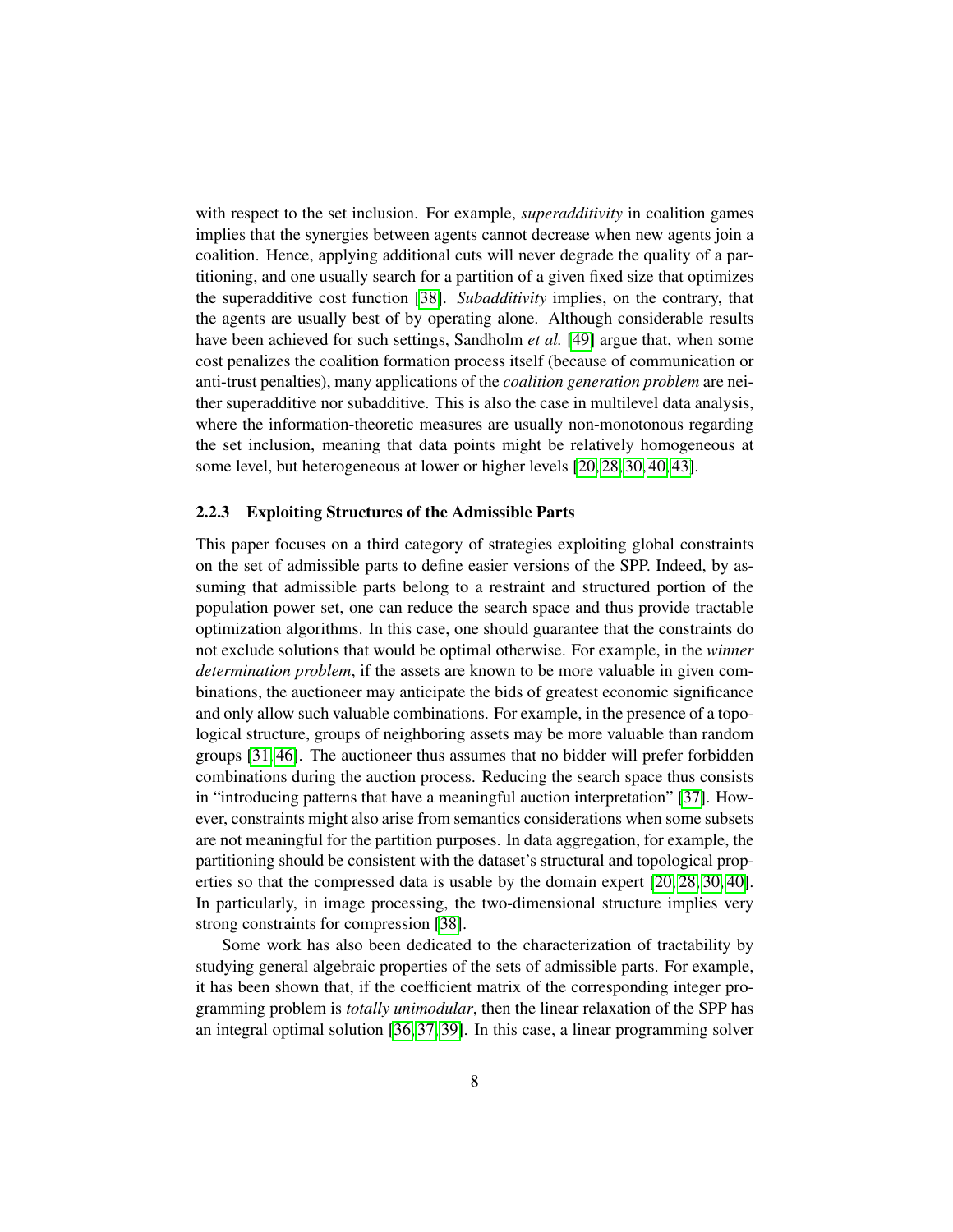with respect to the set inclusion. For example, *superadditivity* in coalition games implies that the synergies between agents cannot decrease when new agents join a coalition. Hence, applying additional cuts will never degrade the quality of a partitioning, and one usually search for a partition of a given fixed size that optimizes the superadditive cost function [38]. *Subadditivity* implies, on the contrary, that the agents are usually best of by operating alone. Although considerable results have been achieved for such settings, Sandholm *et al.* [49] argue that, when some cost penalizes the coalition formation process itself (because of communication or anti-trust penalties), many applications of the *coalition generation problem* are neither superadditive nor subadditive. This is also the case in multilevel data analysis, where the information-theoretic measures are usually non-monotonous regarding the set inclusion, meaning that data points might be relatively homogeneous at some level, but heterogeneous at lower or higher levels [20,28,30,40,43].

### 2.2.3 Exploiting Structures of the Admissible Parts

This paper focuses on a third category of strategies exploiting global constraints on the set of admissible parts to define easier versions of the SPP. Indeed, by assuming that admissible parts belong to a restraint and structured portion of the population power set, one can reduce the search space and thus provide tractable optimization algorithms. In this case, one should guarantee that the constraints do not exclude solutions that would be optimal otherwise. For example, in the *winner determination problem*, if the assets are known to be more valuable in given combinations, the auctioneer may anticipate the bids of greatest economic significance and only allow such valuable combinations. For example, in the presence of a topological structure, groups of neighboring assets may be more valuable than random groups [31,46]. The auctioneer thus assumes that no bidder will prefer forbidden combinations during the auction process. Reducing the search space thus consists in "introducing patterns that have a meaningful auction interpretation" [37]. However, constraints might also arise from semantics considerations when some subsets are not meaningful for the partition purposes. In data aggregation, for example, the partitioning should be consistent with the dataset's structural and topological properties so that the compressed data is usable by the domain expert [20,28,30,40]. In particularly, in image processing, the two-dimensional structure implies very strong constraints for compression [38].

Some work has also been dedicated to the characterization of tractability by studying general algebraic properties of the sets of admissible parts. For example, it has been shown that, if the coefficient matrix of the corresponding integer programming problem is *totally unimodular*, then the linear relaxation of the SPP has an integral optimal solution [36,37,39]. In this case, a linear programming solver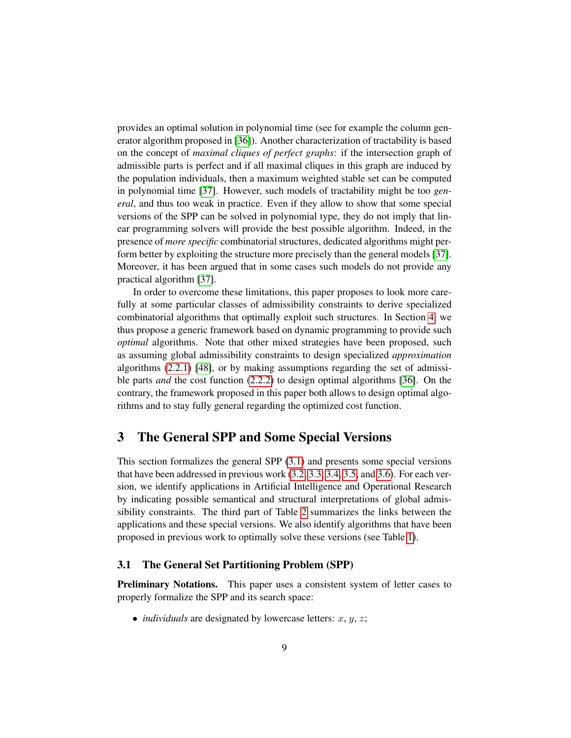provides an optimal solution in polynomial time (see for example the column generator algorithm proposed in [36]). Another characterization of tractability is based on the concept of *maximal cliques of perfect graphs*: if the intersection graph of admissible parts is perfect and if all maximal cliques in this graph are induced by the population individuals, then a maximum weighted stable set can be computed in polynomial time [37]. However, such models of tractability might be too *general*, and thus too weak in practice. Even if they allow to show that some special versions of the SPP can be solved in polynomial type, they do not imply that linear programming solvers will provide the best possible algorithm. Indeed, in the presence of *more specific* combinatorial structures, dedicated algorithms might perform better by exploiting the structure more precisely than the general models [37]. Moreover, it has been argued that in some cases such models do not provide any practical algorithm [37].

In order to overcome these limitations, this paper proposes to look more carefully at some particular classes of admissibility constraints to derive specialized combinatorial algorithms that optimally exploit such structures. In Section 4, we thus propose a generic framework based on dynamic programming to provide such *optimal* algorithms. Note that other mixed strategies have been proposed, such as assuming global admissibility constraints to design specialized *approximation* algorithms (2.2.1) [48], or by making assumptions regarding the set of admissible parts *and* the cost function (2.2.2) to design optimal algorithms [36]. On the contrary, the framework proposed in this paper both allows to design optimal algorithms and to stay fully general regarding the optimized cost function.

## 3 The General SPP and Some Special Versions

This section formalizes the general SPP (3.1) and presents some special versions that have been addressed in previous work (3.2, 3.3, 3.4, 3.5, and 3.6). For each version, we identify applications in Artificial Intelligence and Operational Research by indicating possible semantical and structural interpretations of global admissibility constraints. The third part of Table 2 summarizes the links between the applications and these special versions. We also identify algorithms that have been proposed in previous work to optimally solve these versions (see Table 1).

### 3.1 The General Set Partitioning Problem (SPP)

**Preliminary Notations.** This paper uses a consistent system of letter cases to properly formalize the SPP and its search space:

- *individuals* are designated by lowercase letters: $x$, $y$, $z$;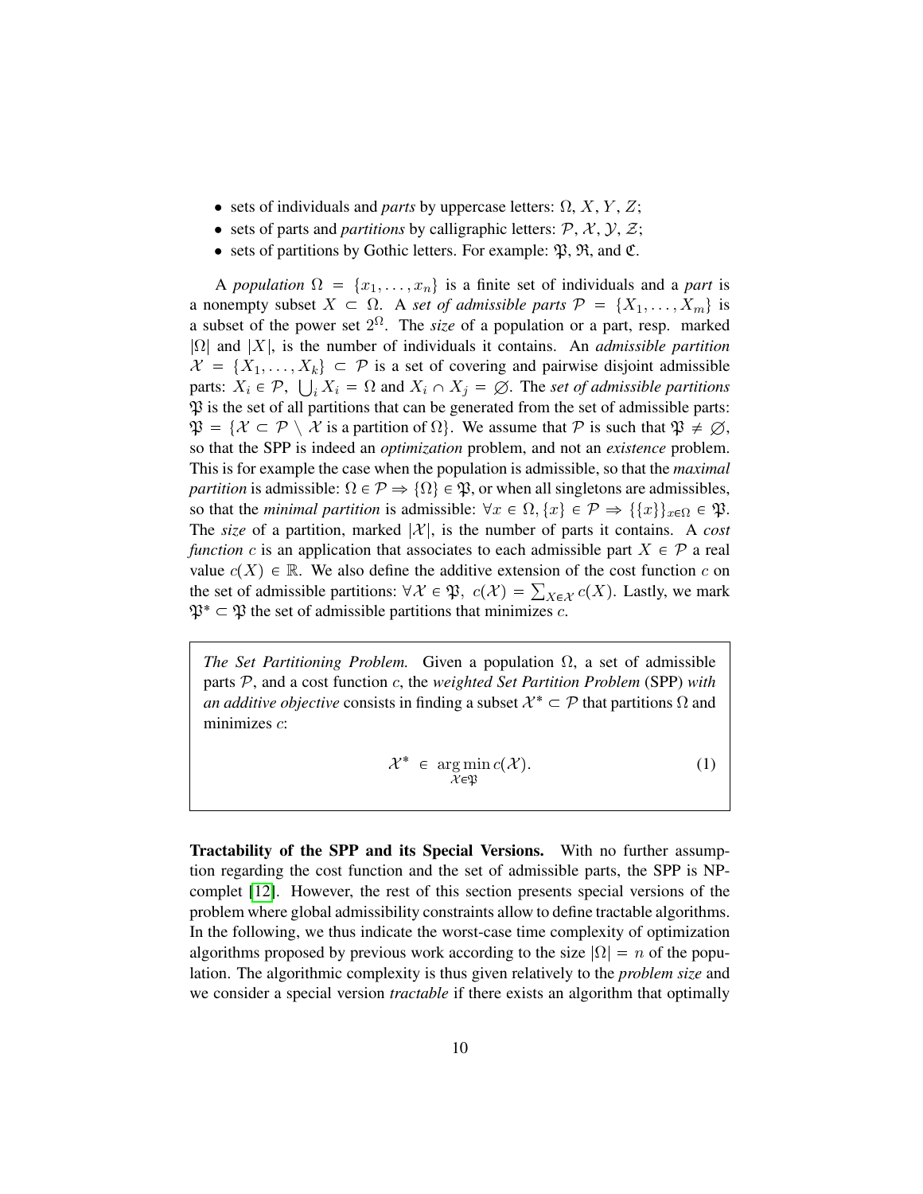- sets of individuals and *parts* by uppercase letters: $\Omega$, $X$, $Y$, $Z$;
- sets of parts and *partitions* by calligraphic letters: $\mathcal{P}$, $\mathcal{X}$, $\mathcal{Y}$, $\mathcal{Z}$;
- sets of partitions by Gothic letters. For example: $\mathfrak{P}$, $\mathfrak{R}$, and $\mathfrak{C}$.

A *population* $\Omega = \{x_1, \ldots, x_n\}$ is a finite set of individuals and a *part* is a nonempty subset $X \subset \Omega$. A *set of admissible parts* $\mathcal{P} = \{X_1, \ldots, X_m\}$ is a subset of the power set $2^\Omega$. The *size* of a population or a part, resp. marked $|\Omega|$ and $|X|$, is the number of individuals it contains. An *admissible partition* $\mathcal{X} = \{X_1, \ldots, X_k\} \subset \mathcal{P}$ is a set of covering and pairwise disjoint admissible parts: $X_i \in \mathcal{P}$, $\bigcup_i X_i = \Omega$ and $X_i \cap X_j = \varnothing$. The *set of admissible partitions* $\mathfrak{P}$ is the set of all partitions that can be generated from the set of admissible parts: $\mathfrak{P} = \{\mathcal{X} \subset \mathcal{P} \setminus \mathcal{X} \text{ is a partition of } \Omega\}$. We assume that $\mathcal{P}$ is such that $\mathfrak{P} \neq \varnothing$, so that the SPP is indeed an *optimization* problem, and not an *existence* problem. This is for example the case when the population is admissible, so that the *maximal partition* is admissible: $\Omega \in \mathcal{P} \Rightarrow \{\Omega\} \in \mathfrak{P}$, or when all singletons are admissibles, so that the *minimal partition* is admissible: $\forall x \in \Omega, \{x\} \in \mathcal{P} \Rightarrow \{\{x\}\}_{x \in \Omega} \in \mathfrak{P}$. The *size* of a partition, marked $|\mathcal{X}|$, is the number of parts it contains. A *cost function* $c$ is an application that associates to each admissible part $X \in \mathcal{P}$ a real value $c(X) \in \mathbb{R}$. We also define the additive extension of the cost function $c$ on the set of admissible partitions: $\forall \mathcal{X} \in \mathfrak{P},\ c(\mathcal{X}) = \sum_{X \in \mathcal{X}} c(X)$. Lastly, we mark $\mathfrak{P}^* \subset \mathfrak{P}$ the set of admissible partitions that minimizes $c$.

*The Set Partitioning Problem.* Given a population $\Omega$, a set of admissible parts $\mathcal{P}$, and a cost function $c$, the *weighted Set Partition Problem* (SPP) *with an additive objective* consists in finding a subset $\mathcal{X}^* \subset \mathcal{P}$ that partitions $\Omega$ and minimizes $c$:

$$\mathcal{X}^* \in \operatorname*{arg\,min}_{\mathcal{X} \in \mathfrak{P}} c(\mathcal{X}). \tag{1}$$

**Tractability of the SPP and its Special Versions.** With no further assumption regarding the cost function and the set of admissible parts, the SPP is NP-complet [12]. However, the rest of this section presents special versions of the problem where global admissibility constraints allow to define tractable algorithms. In the following, we thus indicate the worst-case time complexity of optimization algorithms proposed by previous work according to the size $|\Omega| = n$ of the population. The algorithmic complexity is thus given relatively to the *problem size* and we consider a special version *tractable* if there exists an algorithm that optimally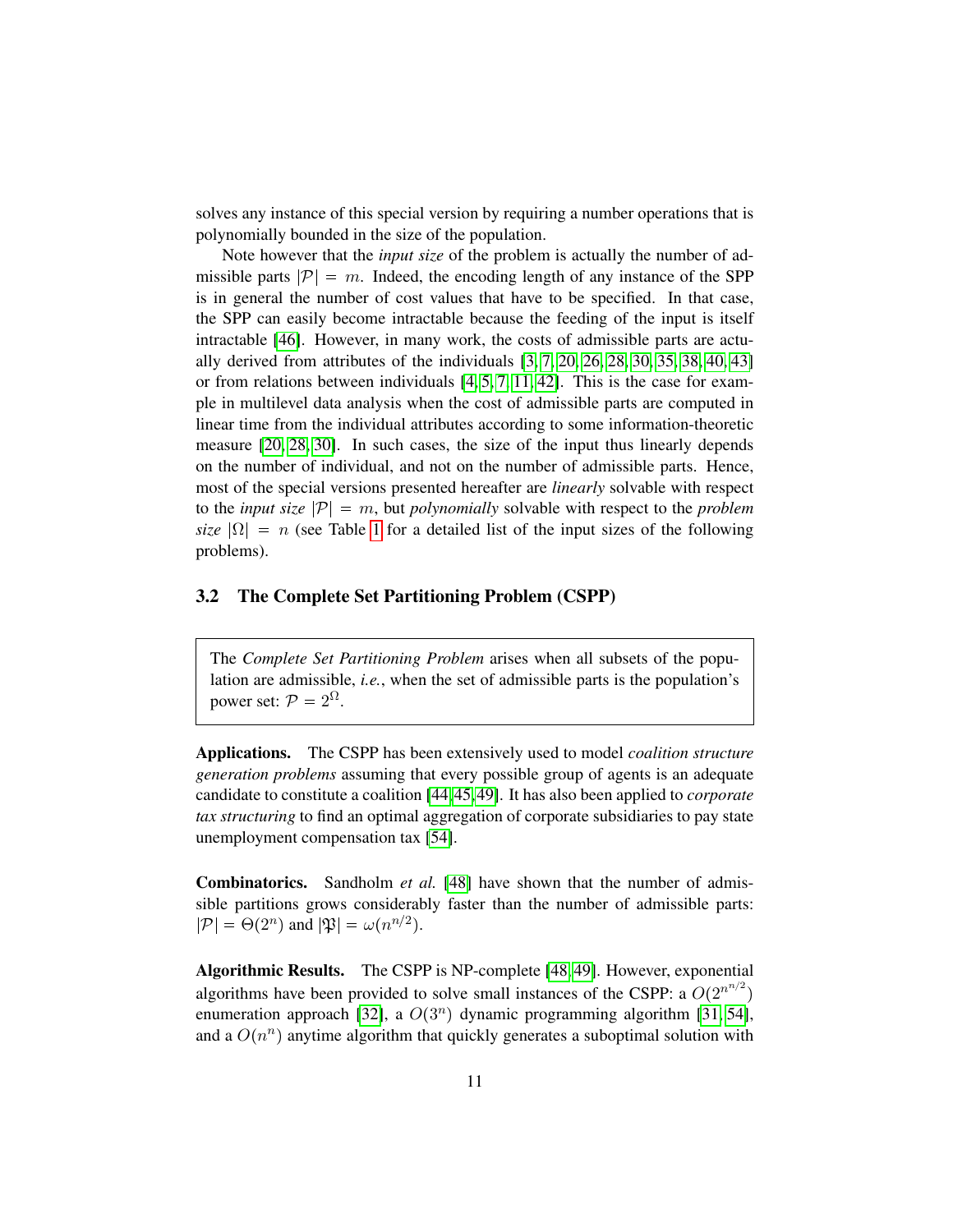solves any instance of this special version by requiring a number operations that is polynomially bounded in the size of the population.

Note however that the *input size* of the problem is actually the number of admissible parts $|\mathcal{P}| = m$. Indeed, the encoding length of any instance of the SPP is in general the number of cost values that have to be specified. In that case, the SPP can easily become intractable because the feeding of the input is itself intractable [46]. However, in many work, the costs of admissible parts are actually derived from attributes of the individuals [3, 7, 20, 26, 28, 30, 35, 38, 40, 43] or from relations between individuals [4, 5, 7, 11, 42]. This is the case for example in multilevel data analysis when the cost of admissible parts are computed in linear time from the individual attributes according to some information-theoretic measure [20, 28, 30]. In such cases, the size of the input thus linearly depends on the number of individual, and not on the number of admissible parts. Hence, most of the special versions presented hereafter are *linearly* solvable with respect to the *input size* $|\mathcal{P}| = m$, but *polynomially* solvable with respect to the *problem size* $|\Omega| = n$ (see Table 1 for a detailed list of the input sizes of the following problems).

### 3.2 The Complete Set Partitioning Problem (CSPP)

> The *Complete Set Partitioning Problem* arises when all subsets of the population are admissible, *i.e.*, when the set of admissible parts is the population's power set: $\mathcal{P} = 2^{\Omega}$.

**Applications.** The CSPP has been extensively used to model *coalition structure generation problems* assuming that every possible group of agents is an adequate candidate to constitute a coalition [44,45,49]. It has also been applied to *corporate tax structuring* to find an optimal aggregation of corporate subsidiaries to pay state unemployment compensation tax [54].

**Combinatorics.** Sandholm *et al.* [48] have shown that the number of admissible partitions grows considerably faster than the number of admissible parts: $|\mathcal{P}| = \Theta(2^n)$ and $|\mathfrak{P}| = \omega(n^{n/2})$.

**Algorithmic Results.** The CSPP is NP-complete [48, 49]. However, exponential algorithms have been provided to solve small instances of the CSPP: a $O(2^{n^{n/2}})$ enumeration approach [32], a $O(3^n)$ dynamic programming algorithm [31, 54], and a $O(n^n)$ anytime algorithm that quickly generates a suboptimal solution with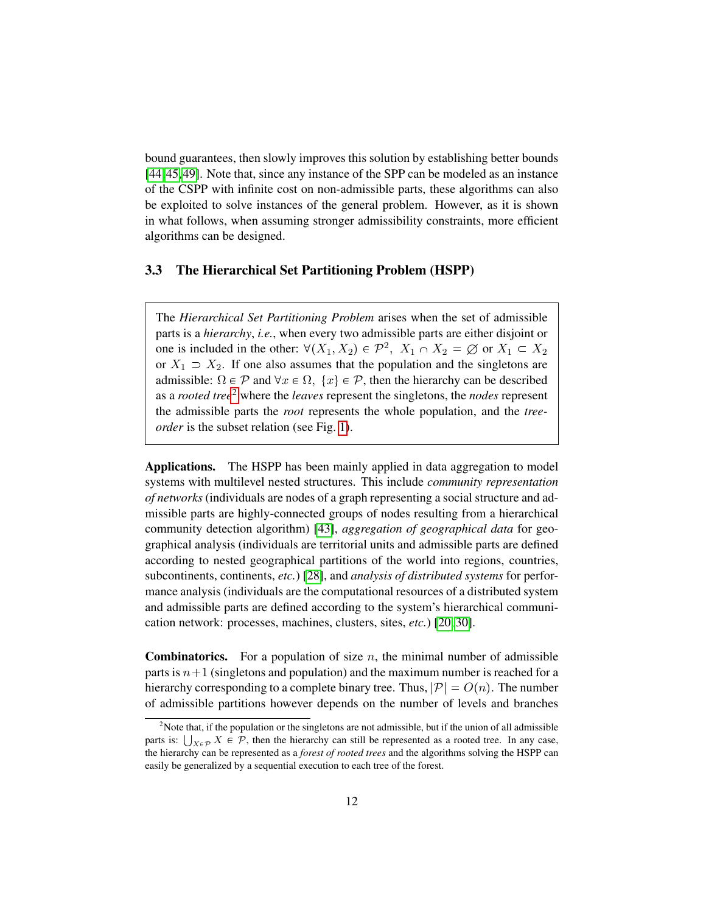bound guarantees, then slowly improves this solution by establishing better bounds [44,45,49]. Note that, since any instance of the SPP can be modeled as an instance of the CSPP with infinite cost on non-admissible parts, these algorithms can also be exploited to solve instances of the general problem. However, as it is shown in what follows, when assuming stronger admissibility constraints, more efficient algorithms can be designed.

### 3.3 The Hierarchical Set Partitioning Problem (HSPP)

The *Hierarchical Set Partitioning Problem* arises when the set of admissible parts is a *hierarchy*, *i.e.*, when every two admissible parts are either disjoint or one is included in the other: $\forall (X_1, X_2) \in \mathcal{P}^2,\ X_1 \cap X_2 = \varnothing$ or $X_1 \subset X_2$ or $X_1 \supset X_2$. If one also assumes that the population and the singletons are admissible: $\Omega \in \mathcal{P}$ and $\forall x \in \Omega,\ \{x\} \in \mathcal{P}$, then the hierarchy can be described as a *rooted tree*[2] where the *leaves* represent the singletons, the *nodes* represent the admissible parts the *root* represents the whole population, and the *tree-order* is the subset relation (see Fig. 1).

**Applications.** The HSPP has been mainly applied in data aggregation to model systems with multilevel nested structures. This include *community representation of networks* (individuals are nodes of a graph representing a social structure and admissible parts are highly-connected groups of nodes resulting from a hierarchical community detection algorithm) [43], *aggregation of geographical data* for geographical analysis (individuals are territorial units and admissible parts are defined according to nested geographical partitions of the world into regions, countries, subcontinents, continents, *etc.*) [28], and *analysis of distributed systems* for performance analysis (individuals are the computational resources of a distributed system and admissible parts are defined according to the system's hierarchical communication network: processes, machines, clusters, sites, *etc.*) [20,30].

**Combinatorics.** For a population of size $n$, the minimal number of admissible parts is $n+1$ (singletons and population) and the maximum number is reached for a hierarchy corresponding to a complete binary tree. Thus, $|\mathcal{P}| = O(n)$. The number of admissible partitions however depends on the number of levels and branches

[2] Note that, if the population or the singletons are not admissible, but if the union of all admissible parts is: $\bigcup_{X \in \mathcal{P}} X \in \mathcal{P}$, then the hierarchy can still be represented as a rooted tree. In any case, the hierarchy can be represented as a *forest of rooted trees* and the algorithms solving the HSPP can easily be generalized by a sequential execution to each tree of the forest.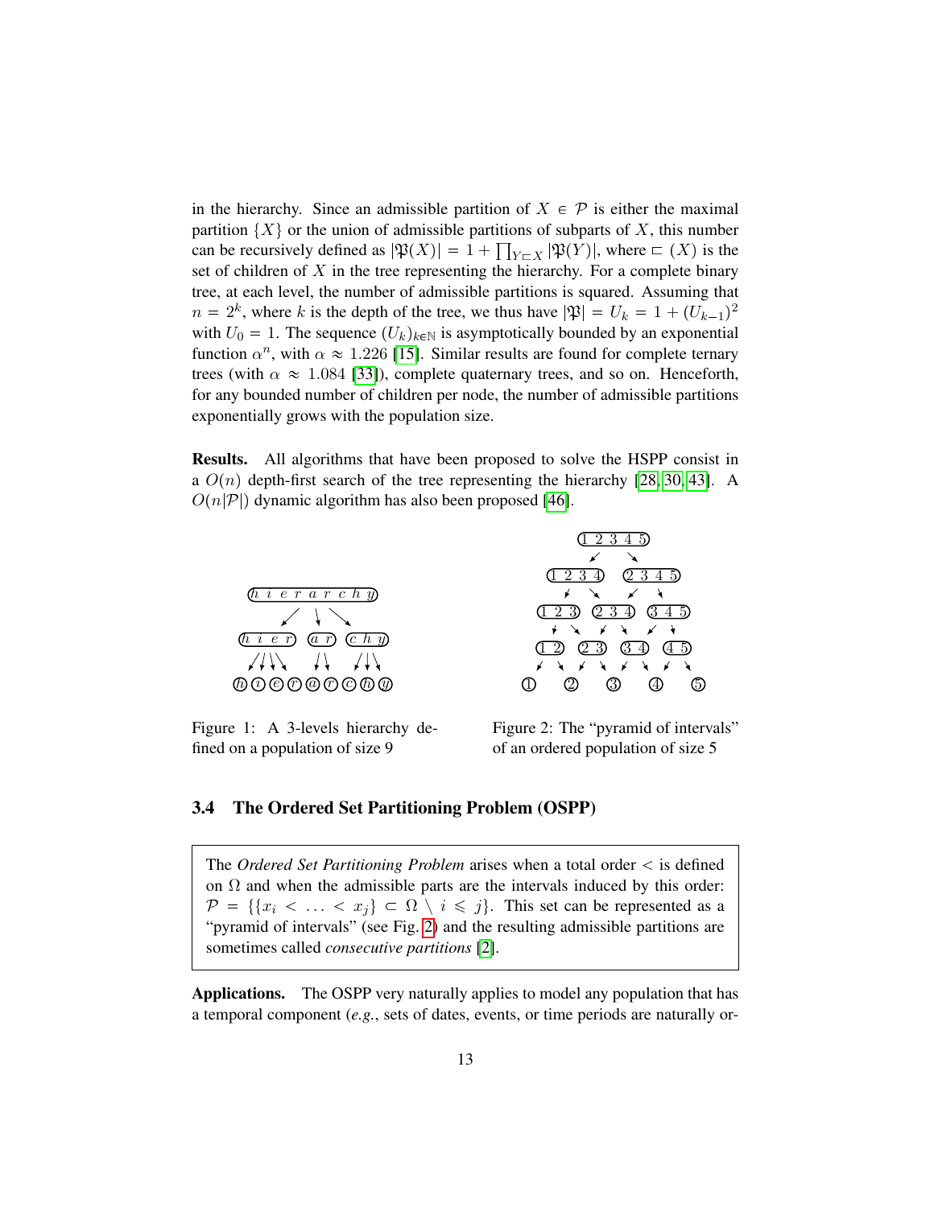in the hierarchy. Since an admissible partition of $X \in \mathcal{P}$ is either the maximal partition $\{X\}$ or the union of admissible partitions of subparts of $X$, this number can be recursively defined as $|\mathfrak{P}(X)| = 1 + \prod_{Y \sqsubset X} |\mathfrak{P}(Y)|$, where $\sqsubset (X)$ is the set of children of $X$ in the tree representing the hierarchy. For a complete binary tree, at each level, the number of admissible partitions is squared. Assuming that $n = 2^k$, where $k$ is the depth of the tree, we thus have $|\mathfrak{P}| = U_k = 1 + (U_{k-1})^2$ with $U_0 = 1$. The sequence $(U_k)_{k \in \mathbb{N}}$ is asymptotically bounded by an exponential function $\alpha^n$, with $\alpha \approx 1.226$ [15]. Similar results are found for complete ternary trees (with $\alpha \approx 1.084$ [33]), complete quaternary trees, and so on. Henceforth, for any bounded number of children per node, the number of admissible partitions exponentially grows with the population size.

**Results.** All algorithms that have been proposed to solve the HSPP consist in a $O(n)$ depth-first search of the tree representing the hierarchy [28, 30, 43]. A $O(n|\mathcal{P}|)$ dynamic algorithm has also been proposed [46].

Figure 1: A 3-levels hierarchy defined on a population of size 9

Figure 2: The "pyramid of intervals" of an ordered population of size 5

### 3.4 The Ordered Set Partitioning Problem (OSPP)

The *Ordered Set Partitioning Problem* arises when a total order $<$ is defined on $\Omega$ and when the admissible parts are the intervals induced by this order: $\mathcal{P} = \{\{x_i < \ldots < x_j\} \subset \Omega \setminus i \leqslant j\}$. This set can be represented as a "pyramid of intervals" (see Fig. 2) and the resulting admissible partitions are sometimes called *consecutive partitions* [2].

**Applications.** The OSPP very naturally applies to model any population that has a temporal component (*e.g.*, sets of dates, events, or time periods are naturally or-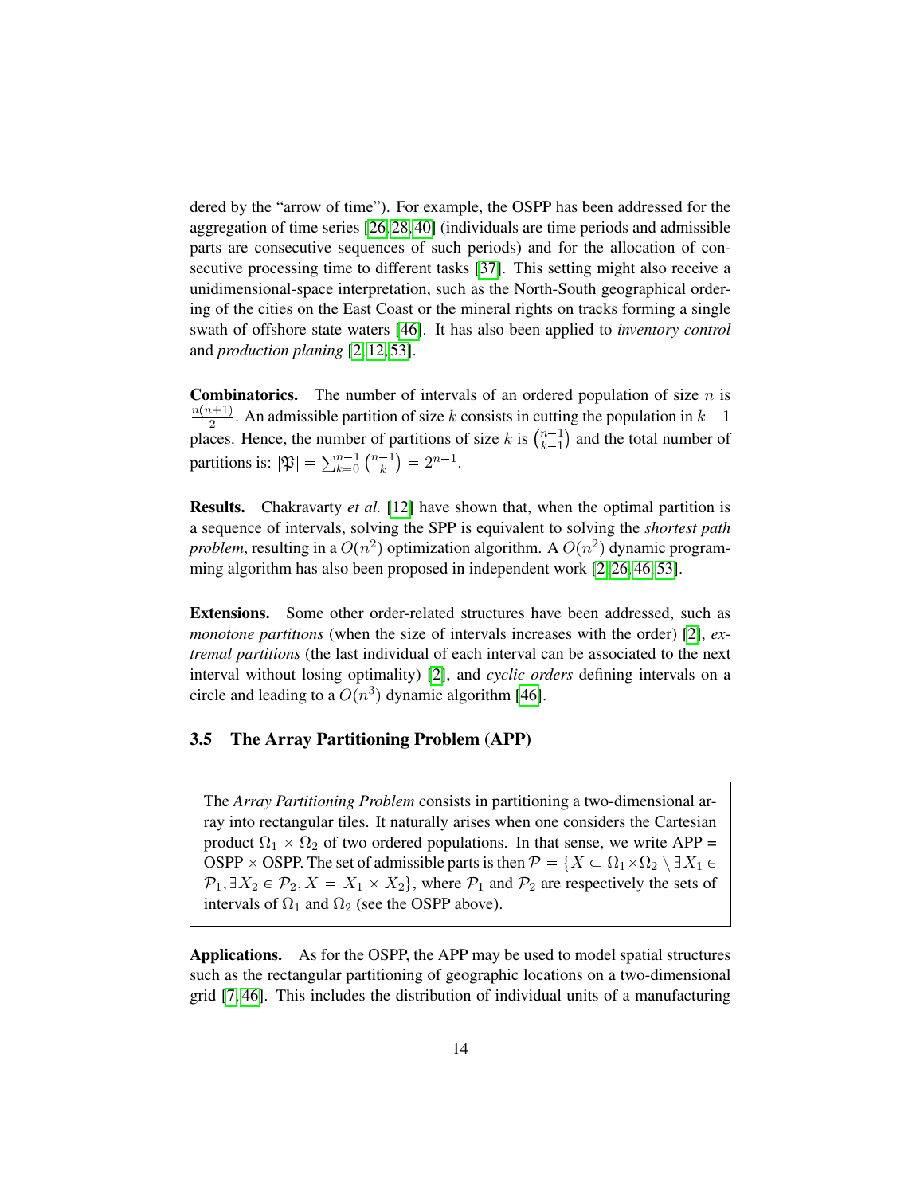dered by the "arrow of time"). For example, the OSPP has been addressed for the aggregation of time series [26, 28, 40] (individuals are time periods and admissible parts are consecutive sequences of such periods) and for the allocation of consecutive processing time to different tasks [37]. This setting might also receive a unidimensional-space interpretation, such as the North-South geographical ordering of the cities on the East Coast or the mineral rights on tracks forming a single swath of offshore state waters [46]. It has also been applied to *inventory control* and *production planing* [2, 12, 53].

**Combinatorics.** The number of intervals of an ordered population of size $n$ is $\frac{n(n+1)}{2}$. An admissible partition of size $k$ consists in cutting the population in $k-1$ places. Hence, the number of partitions of size $k$ is $\binom{n-1}{k-1}$ and the total number of partitions is: $|\mathfrak{P}| = \sum_{k=0}^{n-1} \binom{n-1}{k} = 2^{n-1}$.

**Results.** Chakravarty *et al.* [12] have shown that, when the optimal partition is a sequence of intervals, solving the SPP is equivalent to solving the *shortest path problem*, resulting in a $O(n^2)$ optimization algorithm. A $O(n^2)$ dynamic programming algorithm has also been proposed in independent work [2, 26, 46, 53].

**Extensions.** Some other order-related structures have been addressed, such as *monotone partitions* (when the size of intervals increases with the order) [2], *extremal partitions* (the last individual of each interval can be associated to the next interval without losing optimality) [2], and *cyclic orders* defining intervals on a circle and leading to a $O(n^3)$ dynamic algorithm [46].

### 3.5 The Array Partitioning Problem (APP)

The *Array Partitioning Problem* consists in partitioning a two-dimensional array into rectangular tiles. It naturally arises when one considers the Cartesian product $\Omega_1 \times \Omega_2$ of two ordered populations. In that sense, we write APP = OSPP $\times$ OSPP. The set of admissible parts is then $\mathcal{P} = \{X \subset \Omega_1 \times \Omega_2 \setminus \exists X_1 \in \mathcal{P}_1, \exists X_2 \in \mathcal{P}_2, X = X_1 \times X_2\}$, where $\mathcal{P}_1$ and $\mathcal{P}_2$ are respectively the sets of intervals of $\Omega_1$ and $\Omega_2$ (see the OSPP above).

**Applications.** As for the OSPP, the APP may be used to model spatial structures such as the rectangular partitioning of geographic locations on a two-dimensional grid [7, 46]. This includes the distribution of individual units of a manufacturing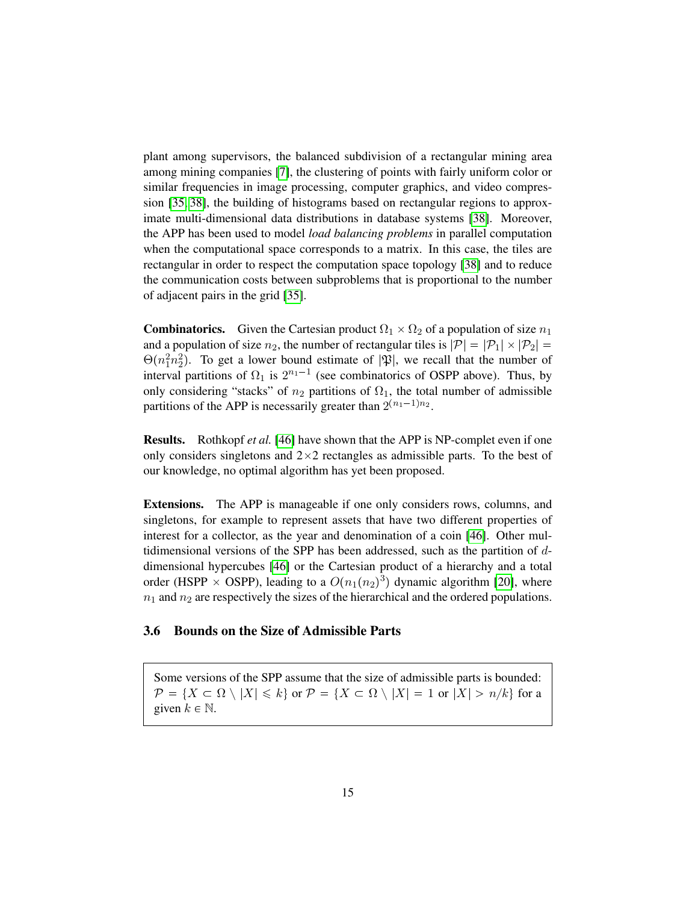plant among supervisors, the balanced subdivision of a rectangular mining area among mining companies [7], the clustering of points with fairly uniform color or similar frequencies in image processing, computer graphics, and video compression [35, 38], the building of histograms based on rectangular regions to approximate multi-dimensional data distributions in database systems [38]. Moreover, the APP has been used to model *load balancing problems* in parallel computation when the computational space corresponds to a matrix. In this case, the tiles are rectangular in order to respect the computation space topology [38] and to reduce the communication costs between subproblems that is proportional to the number of adjacent pairs in the grid [35].

**Combinatorics.** Given the Cartesian product $\Omega_1 \times \Omega_2$ of a population of size $n_1$ and a population of size $n_2$, the number of rectangular tiles is $|\mathcal{P}| = |\mathcal{P}_1| \times |\mathcal{P}_2| = \Theta(n_1^2 n_2^2)$. To get a lower bound estimate of $|\mathfrak{P}|$, we recall that the number of interval partitions of $\Omega_1$ is $2^{n_1-1}$ (see combinatorics of OSPP above). Thus, by only considering "stacks" of $n_2$ partitions of $\Omega_1$, the total number of admissible partitions of the APP is necessarily greater than $2^{(n_1-1)n_2}$.

**Results.** Rothkopf *et al.* [46] have shown that the APP is NP-complet even if one only considers singletons and $2 \times 2$ rectangles as admissible parts. To the best of our knowledge, no optimal algorithm has yet been proposed.

**Extensions.** The APP is manageable if one only considers rows, columns, and singletons, for example to represent assets that have two different properties of interest for a collector, as the year and denomination of a coin [46]. Other multidimensional versions of the SPP has been addressed, such as the partition of $d$-dimensional hypercubes [46] or the Cartesian product of a hierarchy and a total order (HSPP $\times$ OSPP), leading to a $O(n_1 (n_2)^3)$ dynamic algorithm [20], where $n_1$ and $n_2$ are respectively the sizes of the hierarchical and the ordered populations.

### 3.6 Bounds on the Size of Admissible Parts

Some versions of the SPP assume that the size of admissible parts is bounded: $\mathcal{P} = \{X \subset \Omega \setminus |X| \leqslant k\}$ or $\mathcal{P} = \{X \subset \Omega \setminus |X| = 1 \text{ or } |X| > n/k\}$ for a given $k \in \mathbb{N}$.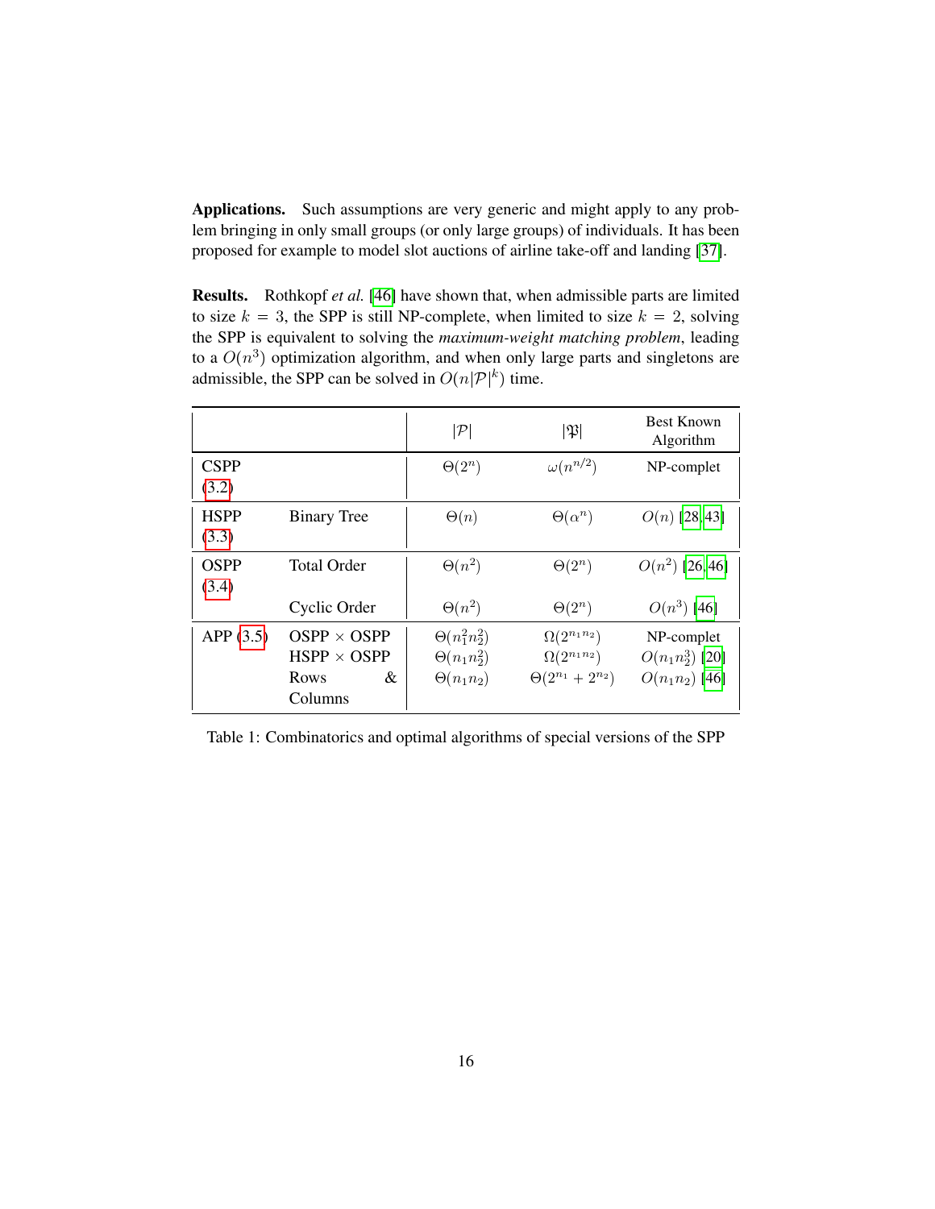**Applications.** Such assumptions are very generic and might apply to any problem bringing in only small groups (or only large groups) of individuals. It has been proposed for example to model slot auctions of airline take-off and landing [37].

**Results.** Rothkopf *et al.* [46] have shown that, when admissible parts are limited to size $k = 3$, the SPP is still NP-complete, when limited to size $k = 2$, solving the SPP is equivalent to solving the *maximum-weight matching problem*, leading to a $O(n^3)$ optimization algorithm, and when only large parts and singletons are admissible, the SPP can be solved in $O(n|\mathcal{P}|^k)$ time.

| | | $\lvert\mathcal{P}\rvert$ | $\lvert\mathfrak{P}\rvert$ | Best Known Algorithm |
|---|---|---|---|---|
| CSPP (3.2) | | $\Theta(2^n)$ | $\omega(n^{n/2})$ | NP-complet |
| HSPP (3.3) | Binary Tree | $\Theta(n)$ | $\Theta(\alpha^n)$ | $O(n)$ [28,43] |
| OSPP (3.4) | Total Order | $\Theta(n^2)$ | $\Theta(2^n)$ | $O(n^2)$ [26,46] |
| | Cyclic Order | $\Theta(n^2)$ | $\Theta(2^n)$ | $O(n^3)$ [46] |
| APP (3.5) | OSPP × OSPP | $\Theta(n_1^2 n_2^2)$ | $\Omega(2^{n_1 n_2})$ | NP-complet |
| | HSPP × OSPP | $\Theta(n_1 n_2^2)$ | $\Omega(2^{n_1 n_2})$ | $O(n_1 n_2^3)$ [20] |
| | Rows & Columns | $\Theta(n_1 n_2)$ | $\Theta(2^{n_1} + 2^{n_2})$ | $O(n_1 n_2)$ [46] |

Table 1: Combinatorics and optimal algorithms of special versions of the SPP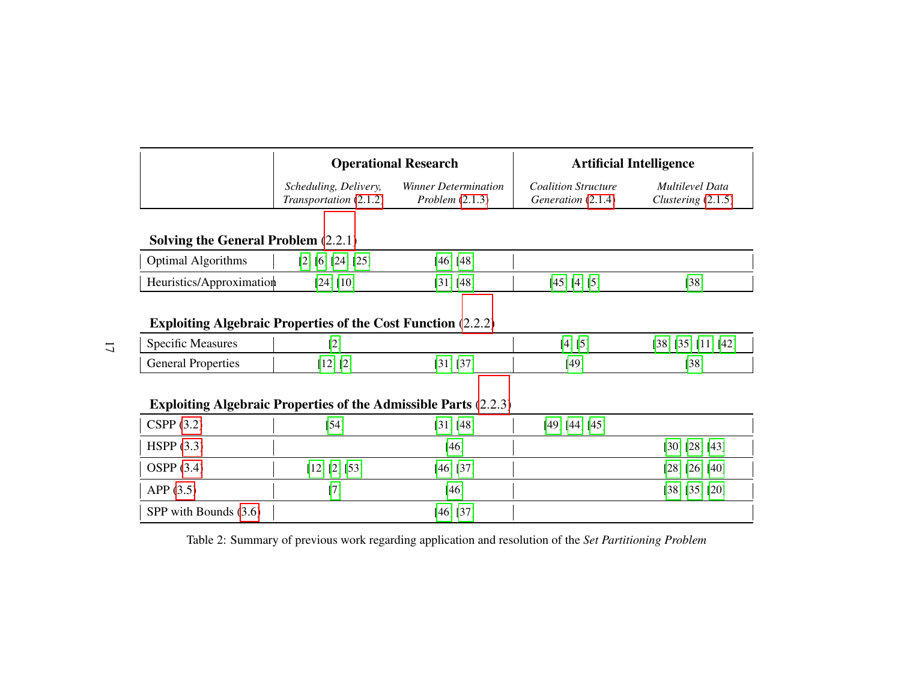|  | **Operational Research** |  | **Artificial Intelligence** |  |
|---|---|---|---|---|
|  | *Scheduling, Delivery, Transportation* (2.1.2) | *Winner Determination Problem* (2.1.3) | *Coalition Structure Generation* (2.1.4) | *Multilevel Data Clustering* (2.1.5) |
| **Solving the General Problem (2.2.1)** |  |  |  |  |
| Optimal Algorithms | [2] [6] [24] [25] | [46] [48] |  |  |
| Heuristics/Approximation | [24] [10] | [31] [48] | [45] [4] [5] | [38] |
| **Exploiting Algebraic Properties of the Cost Function (2.2.2)** |  |  |  |  |
| Specific Measures | [2] |  | [4] [5] | [38] [35] [11] [42] |
| General Properties | [12] [2] | [31] [37] | [49] | [38] |
| **Exploiting Algebraic Properties of the Admissible Parts (2.2.3)** |  |  |  |  |
| CSPP (3.2) | [54] | [31] [48] | [49] [44] [45] |  |
| HSPP (3.3) |  | [46] |  | [30] [28] [43] |
| OSPP (3.4) | [12] [2] [53] | [46] [37] |  | [28] [26] [40] |
| APP (3.5) | [7] | [46] |  | [38] [35] [20] |
| SPP with Bounds (3.6) |  | [46] [37] |  |  |

Table 2: Summary of previous work regarding application and resolution of the *Set Partitioning Problem*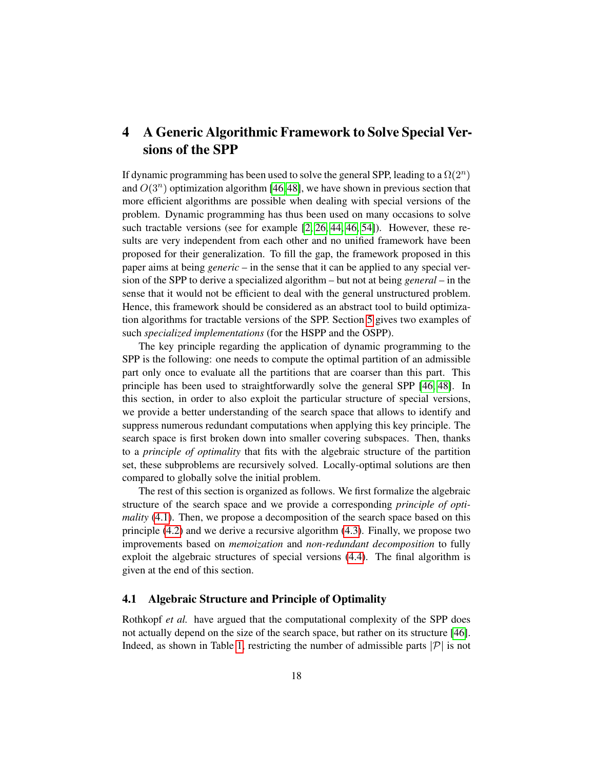# 4 A Generic Algorithmic Framework to Solve Special Versions of the SPP

If dynamic programming has been used to solve the general SPP, leading to a $\Omega(2^n)$ and $O(3^n)$ optimization algorithm [46, 48], we have shown in previous section that more efficient algorithms are possible when dealing with special versions of the problem. Dynamic programming has thus been used on many occasions to solve such tractable versions (see for example [2, 26, 44, 46, 54]). However, these results are very independent from each other and no unified framework have been proposed for their generalization. To fill the gap, the framework proposed in this paper aims at being *generic* – in the sense that it can be applied to any special version of the SPP to derive a specialized algorithm – but not at being *general* – in the sense that it would not be efficient to deal with the general unstructured problem. Hence, this framework should be considered as an abstract tool to build optimization algorithms for tractable versions of the SPP. Section 5 gives two examples of such *specialized implementations* (for the HSPP and the OSPP).

The key principle regarding the application of dynamic programming to the SPP is the following: one needs to compute the optimal partition of an admissible part only once to evaluate all the partitions that are coarser than this part. This principle has been used to straightforwardly solve the general SPP [46, 48]. In this section, in order to also exploit the particular structure of special versions, we provide a better understanding of the search space that allows to identify and suppress numerous redundant computations when applying this key principle. The search space is first broken down into smaller covering subspaces. Then, thanks to a *principle of optimality* that fits with the algebraic structure of the partition set, these subproblems are recursively solved. Locally-optimal solutions are then compared to globally solve the initial problem.

The rest of this section is organized as follows. We first formalize the algebraic structure of the search space and we provide a corresponding *principle of optimality* (4.1). Then, we propose a decomposition of the search space based on this principle (4.2) and we derive a recursive algorithm (4.3). Finally, we propose two improvements based on *memoization* and *non-redundant decomposition* to fully exploit the algebraic structures of special versions (4.4). The final algorithm is given at the end of this section.

## 4.1 Algebraic Structure and Principle of Optimality

Rothkopf *et al.* have argued that the computational complexity of the SPP does not actually depend on the size of the search space, but rather on its structure [46]. Indeed, as shown in Table 1, restricting the number of admissible parts $|\mathcal{P}|$ is not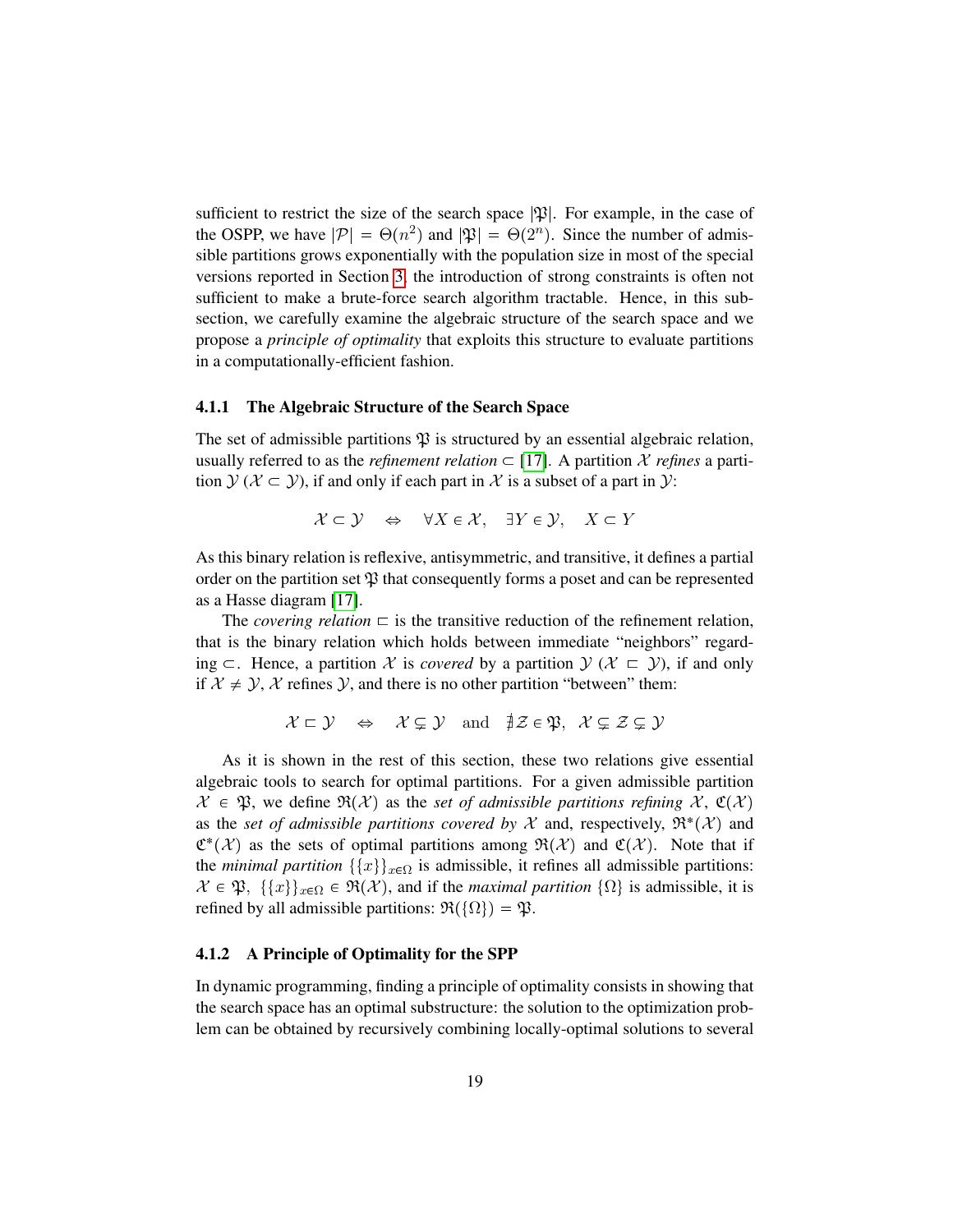sufficient to restrict the size of the search space $|\mathfrak{P}|$. For example, in the case of the OSPP, we have $|\mathcal{P}| = \Theta(n^2)$ and $|\mathfrak{P}| = \Theta(2^n)$. Since the number of admissible partitions grows exponentially with the population size in most of the special versions reported in Section 3, the introduction of strong constraints is often not sufficient to make a brute-force search algorithm tractable. Hence, in this subsection, we carefully examine the algebraic structure of the search space and we propose a *principle of optimality* that exploits this structure to evaluate partitions in a computationally-efficient fashion.

#### 4.1.1 The Algebraic Structure of the Search Space

The set of admissible partitions $\mathfrak{P}$ is structured by an essential algebraic relation, usually referred to as the *refinement relation* $\subset$ [17]. A partition $\mathcal{X}$ *refines* a partition $\mathcal{Y}$ ($\mathcal{X} \subset \mathcal{Y}$), if and only if each part in $\mathcal{X}$ is a subset of a part in $\mathcal{Y}$:

$$\mathcal{X} \subset \mathcal{Y} \quad \Leftrightarrow \quad \forall X \in \mathcal{X}, \quad \exists Y \in \mathcal{Y}, \quad X \subset Y$$

As this binary relation is reflexive, antisymmetric, and transitive, it defines a partial order on the partition set $\mathfrak{P}$ that consequently forms a poset and can be represented as a Hasse diagram [17].

The *covering relation* $\sqsubset$ is the transitive reduction of the refinement relation, that is the binary relation which holds between immediate "neighbors" regarding $\subset$. Hence, a partition $\mathcal{X}$ is *covered* by a partition $\mathcal{Y}$ ($\mathcal{X} \sqsubset \mathcal{Y}$), if and only if $\mathcal{X} \neq \mathcal{Y}$, $\mathcal{X}$ refines $\mathcal{Y}$, and there is no other partition "between" them:

$$\mathcal{X} \sqsubset \mathcal{Y} \quad \Leftrightarrow \quad \mathcal{X} \subsetneq \mathcal{Y} \quad \text{and} \quad \nexists \mathcal{Z} \in \mathfrak{P}, \ \mathcal{X} \subsetneq \mathcal{Z} \subsetneq \mathcal{Y}$$

As it is shown in the rest of this section, these two relations give essential algebraic tools to search for optimal partitions. For a given admissible partition $\mathcal{X} \in \mathfrak{P}$, we define $\mathfrak{R}(\mathcal{X})$ as the *set of admissible partitions refining* $\mathcal{X}$, $\mathfrak{C}(\mathcal{X})$ as the *set of admissible partitions covered by* $\mathcal{X}$ and, respectively, $\mathfrak{R}^*(\mathcal{X})$ and $\mathfrak{C}^*(\mathcal{X})$ as the sets of optimal partitions among $\mathfrak{R}(\mathcal{X})$ and $\mathfrak{C}(\mathcal{X})$. Note that if the *minimal partition* $\{\{x\}\}_{x \in \Omega}$ is admissible, it refines all admissible partitions: $\mathcal{X} \in \mathfrak{P}, \ \{\{x\}\}_{x \in \Omega} \in \mathfrak{R}(\mathcal{X})$, and if the *maximal partition* $\{\Omega\}$ is admissible, it is refined by all admissible partitions: $\mathfrak{R}(\{\Omega\}) = \mathfrak{P}$.

#### 4.1.2 A Principle of Optimality for the SPP

In dynamic programming, finding a principle of optimality consists in showing that the search space has an optimal substructure: the solution to the optimization problem can be obtained by recursively combining locally-optimal solutions to several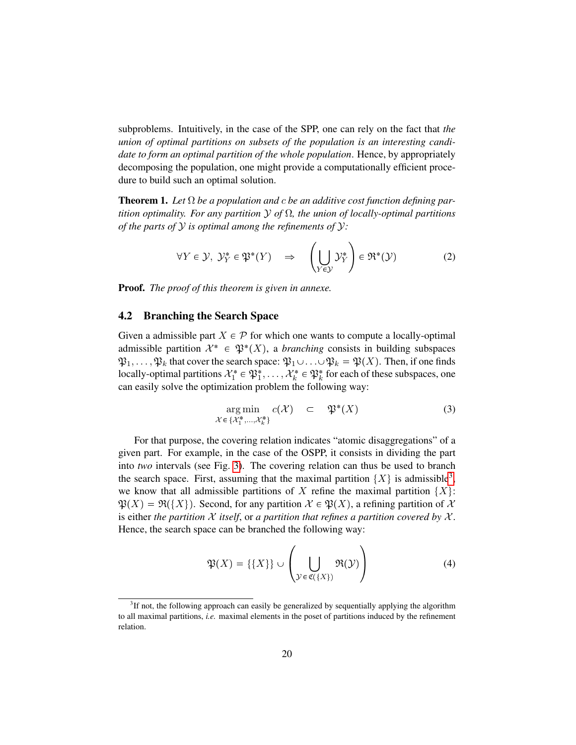subproblems. Intuitively, in the case of the SPP, one can rely on the fact that *the union of optimal partitions on subsets of the population is an interesting candidate to form an optimal partition of the whole population*. Hence, by appropriately decomposing the population, one might provide a computationally efficient procedure to build such an optimal solution.

**Theorem 1.** *Let $\Omega$ be a population and $c$ be an additive cost function defining partition optimality. For any partition $\mathcal{Y}$ of $\Omega$, the union of locally-optimal partitions of the parts of $\mathcal{Y}$ is optimal among the refinements of $\mathcal{Y}$:*

$$\forall Y \in \mathcal{Y},\ \mathcal{Y}^*_Y \in \mathfrak{P}^*(Y) \quad \Rightarrow \quad \left( \bigcup_{Y \in \mathcal{Y}} \mathcal{Y}^*_Y \right) \in \mathfrak{R}^*(\mathcal{Y}) \tag{2}$$

**Proof.** *The proof of this theorem is given in annexe.*

## 4.2 Branching the Search Space

Given a admissible part $X \in \mathcal{P}$ for which one wants to compute a locally-optimal admissible partition $\mathcal{X}^* \in \mathfrak{P}^*(X)$, a *branching* consists in building subspaces $\mathfrak{P}_1, \ldots, \mathfrak{P}_k$ that cover the search space: $\mathfrak{P}_1 \cup \ldots \cup \mathfrak{P}_k = \mathfrak{P}(X)$. Then, if one finds locally-optimal partitions $\mathcal{X}^*_1 \in \mathfrak{P}^*_1, \ldots, \mathcal{X}^*_k \in \mathfrak{P}^*_k$ for each of these subspaces, one can easily solve the optimization problem the following way:

$$\underset{\mathcal{X} \in \{\mathcal{X}^*_1, \ldots, \mathcal{X}^*_k\}}{\arg\min} \; c(\mathcal{X}) \quad \subset \quad \mathfrak{P}^*(X) \tag{3}$$

For that purpose, the covering relation indicates "atomic disaggregations" of a given part. For example, in the case of the OSPP, it consists in dividing the part into *two* intervals (see Fig. 3). The covering relation can thus be used to branch the search space. First, assuming that the maximal partition $\{X\}$ is admissible[3], we know that all admissible partitions of $X$ refine the maximal partition $\{X\}$: $\mathfrak{P}(X) = \mathfrak{R}(\{X\})$. Second, for any partition $\mathcal{X} \in \mathfrak{P}(X)$, a refining partition of $\mathcal{X}$ is either *the partition $\mathcal{X}$ itself*, or *a partition that refines a partition covered by $\mathcal{X}$*. Hence, the search space can be branched the following way:

$$\mathfrak{P}(X) = \{\{X\}\} \cup \left( \bigcup_{\mathcal{Y} \in \mathfrak{C}(\{X\})} \mathfrak{R}(\mathcal{Y}) \right) \tag{4}$$

[3] If not, the following approach can easily be generalized by sequentially applying the algorithm to all maximal partitions, *i.e.* maximal elements in the poset of partitions induced by the refinement relation.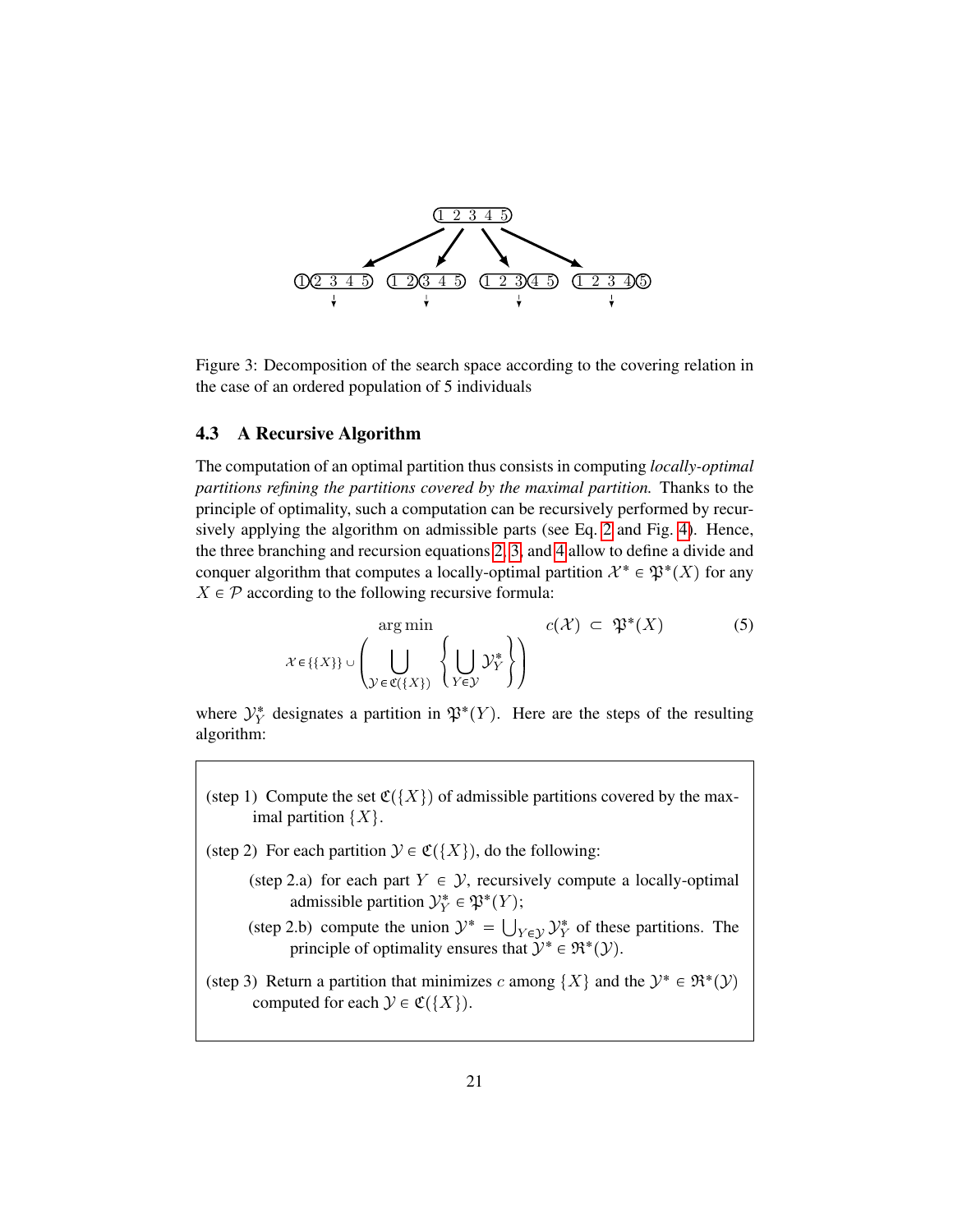Figure 3: Decomposition of the search space according to the covering relation in the case of an ordered population of 5 individuals

### 4.3 A Recursive Algorithm

The computation of an optimal partition thus consists in computing *locally-optimal partitions refining the partitions covered by the maximal partition.* Thanks to the principle of optimality, such a computation can be recursively performed by recursively applying the algorithm on admissible parts (see Eq. 2 and Fig. 4). Hence, the three branching and recursion equations 2, 3, and 4 allow to define a divide and conquer algorithm that computes a locally-optimal partition $\mathcal{X}^* \in \mathfrak{P}^*(X)$ for any $X \in \mathcal{P}$ according to the following recursive formula:

$$\underset{\mathcal{X} \in \{\{X\}\} \cup \left( \bigcup_{\mathcal{Y} \in \mathfrak{C}(\{X\})} \left\{ \bigcup_{Y \in \mathcal{Y}} \mathcal{Y}_Y^* \right\} \right)}{\arg\min} c(\mathcal{X}) \subset \mathfrak{P}^*(X) \tag{5}$$

where $\mathcal{Y}_Y^*$ designates a partition in $\mathfrak{P}^*(Y)$. Here are the steps of the resulting algorithm:

(step 1) Compute the set $\mathfrak{C}(\{X\})$ of admissible partitions covered by the maximal partition $\{X\}$.

(step 2) For each partition $\mathcal{Y} \in \mathfrak{C}(\{X\})$, do the following:

- (step 2.a) for each part $Y \in \mathcal{Y}$, recursively compute a locally-optimal admissible partition $\mathcal{Y}_Y^* \in \mathfrak{P}^*(Y)$;
- (step 2.b) compute the union $\mathcal{Y}^* = \bigcup_{Y \in \mathcal{Y}} \mathcal{Y}_Y^*$ of these partitions. The principle of optimality ensures that $\mathcal{Y}^* \in \mathfrak{R}^*(\mathcal{Y})$.

(step 3) Return a partition that minimizes $c$ among $\{X\}$ and the $\mathcal{Y}^* \in \mathfrak{R}^*(\mathcal{Y})$ computed for each $\mathcal{Y} \in \mathfrak{C}(\{X\})$.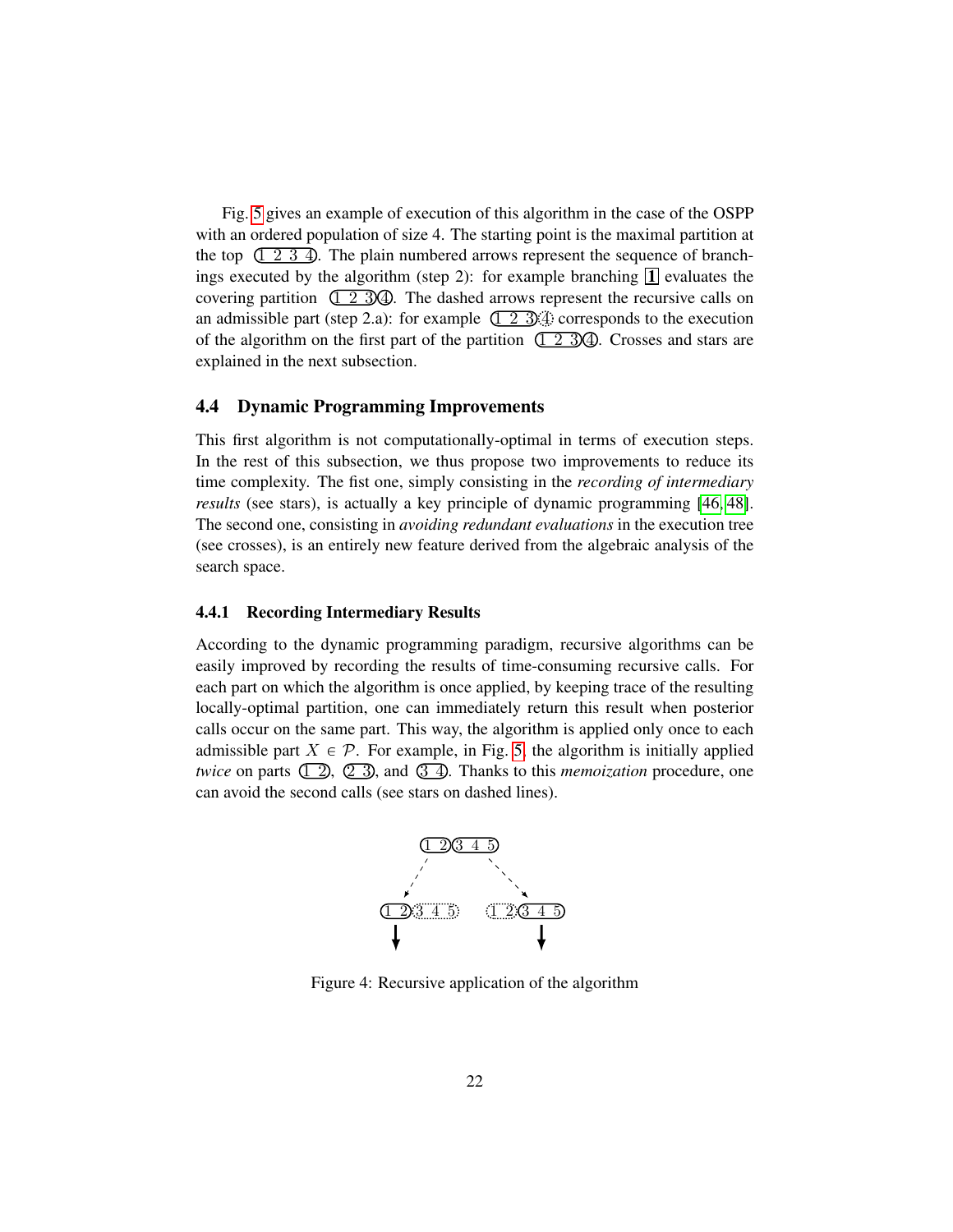Fig. 5 gives an example of execution of this algorithm in the case of the OSPP with an ordered population of size 4. The starting point is the maximal partition at the top (1 2 3 4). The plain numbered arrows represent the sequence of branchings executed by the algorithm (step 2): for example branching **1** evaluates the covering partition (1 2 3)(4). The dashed arrows represent the recursive calls on an admissible part (step 2.a): for example (1 2 3)(4) corresponds to the execution of the algorithm on the first part of the partition (1 2 3)(4). Crosses and stars are explained in the next subsection.

### 4.4 Dynamic Programming Improvements

This first algorithm is not computationally-optimal in terms of execution steps. In the rest of this subsection, we thus propose two improvements to reduce its time complexity. The fist one, simply consisting in the *recording of intermediary results* (see stars), is actually a key principle of dynamic programming [46, 48]. The second one, consisting in *avoiding redundant evaluations* in the execution tree (see crosses), is an entirely new feature derived from the algebraic analysis of the search space.

#### 4.4.1 Recording Intermediary Results

According to the dynamic programming paradigm, recursive algorithms can be easily improved by recording the results of time-consuming recursive calls. For each part on which the algorithm is once applied, by keeping trace of the resulting locally-optimal partition, one can immediately return this result when posterior calls occur on the same part. This way, the algorithm is applied only once to each admissible part $X \in \mathcal{P}$. For example, in Fig. 5, the algorithm is initially applied *twice* on parts (1 2), (2 3), and (3 4). Thanks to this *memoization* procedure, one can avoid the second calls (see stars on dashed lines).

(1 2)(3 4 5)

(1 2)(3 4 5)    (1 2)(3 4 5)

Figure 4: Recursive application of the algorithm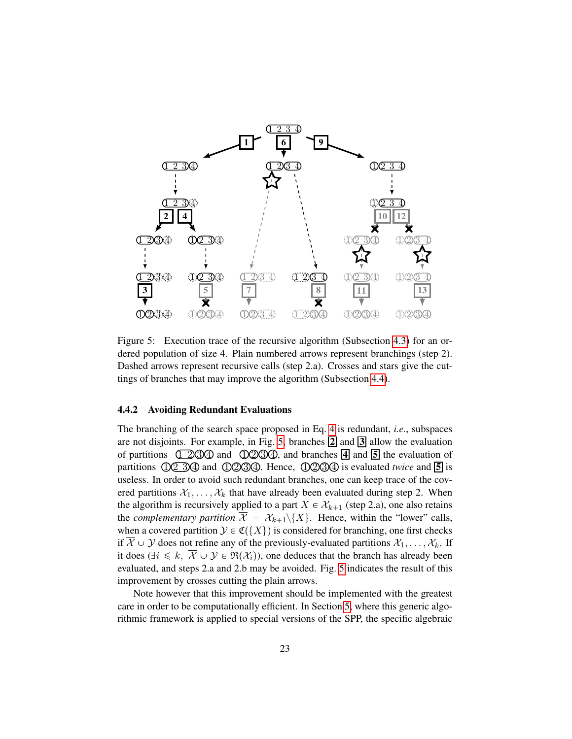Figure 5: Execution trace of the recursive algorithm (Subsection 4.3) for an ordered population of size 4. Plain numbered arrows represent branchings (step 2). Dashed arrows represent recursive calls (step 2.a). Crosses and stars give the cuttings of branches that may improve the algorithm (Subsection 4.4).

### 4.4.2 Avoiding Redundant Evaluations

The branching of the search space proposed in Eq. 4 is redundant, *i.e.*, subspaces are not disjoints. For example, in Fig. 5, branches **2** and **3** allow the evaluation of partitions (1 2)(3)(4) and (1)(2)(3)(4), and branches **4** and **5** the evaluation of partitions (1)(2 3)(4) and (1)(2)(3)(4). Hence, (1)(2)(3)(4) is evaluated *twice* and **5** is useless. In order to avoid such redundant branches, one can keep trace of the covered partitions $\mathcal{X}_1, \ldots, \mathcal{X}_k$ that have already been evaluated during step 2. When the algorithm is recursively applied to a part $X \in \mathcal{X}_{k+1}$ (step 2.a), one also retains the *complementary partition* $\overline{\mathcal{X}} = \mathcal{X}_{k+1} \backslash \{X\}$. Hence, within the "lower" calls, when a covered partition $\mathcal{Y} \in \mathfrak{C}(\{X\})$ is considered for branching, one first checks if $\overline{\mathcal{X}} \cup \mathcal{Y}$ does not refine any of the previously-evaluated partitions $\mathcal{X}_1, \ldots, \mathcal{X}_k$. If it does ($\exists i \leqslant k,\ \overline{\mathcal{X}} \cup \mathcal{Y} \in \mathfrak{R}(\mathcal{X}_i)$), one deduces that the branch has already been evaluated, and steps 2.a and 2.b may be avoided. Fig. 5 indicates the result of this improvement by crosses cutting the plain arrows.

Note however that this improvement should be implemented with the greatest care in order to be computationally efficient. In Section 5, where this generic algorithmic framework is applied to special versions of the SPP, the specific algebraic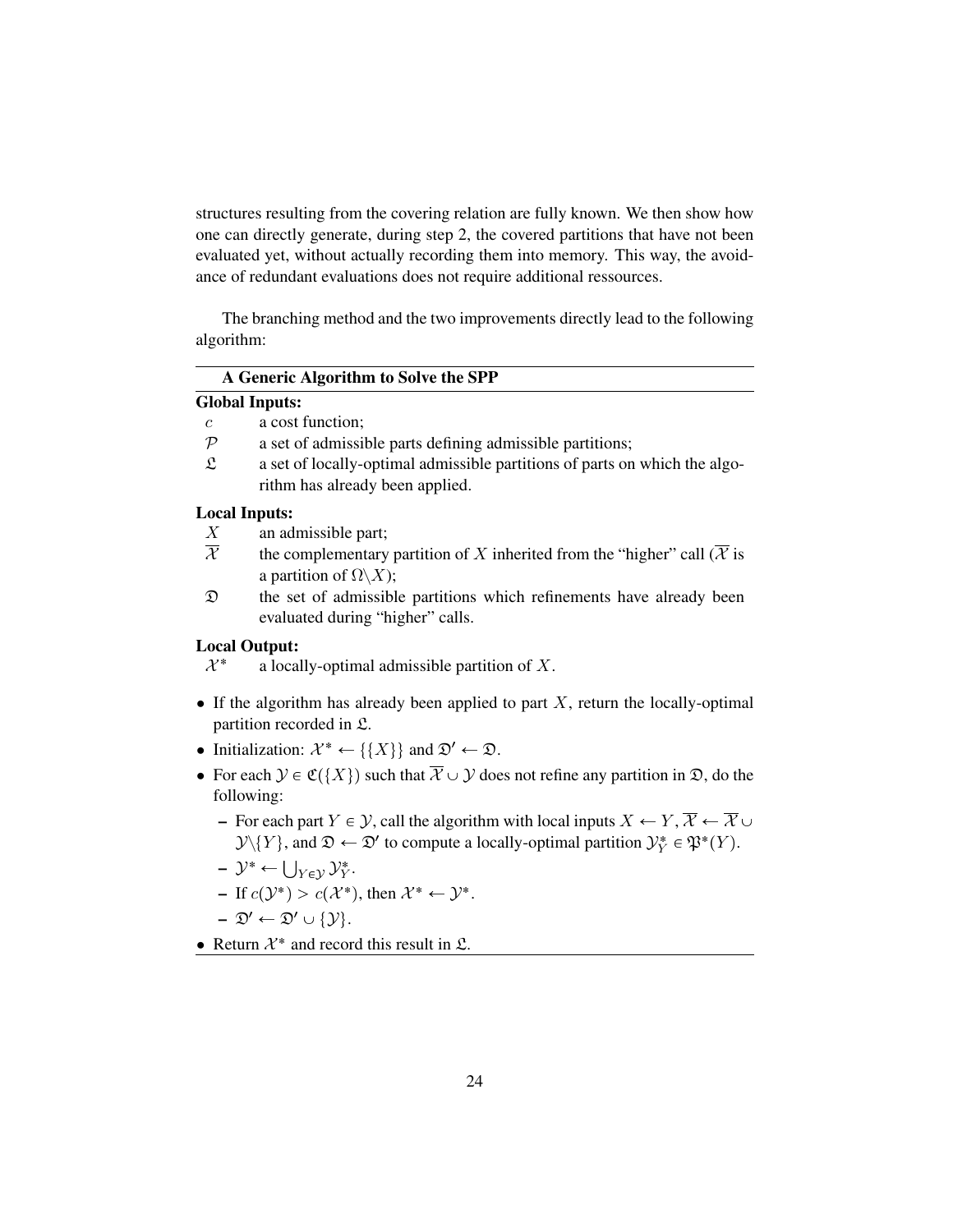structures resulting from the covering relation are fully known. We then show how one can directly generate, during step 2, the covered partitions that have not been evaluated yet, without actually recording them into memory. This way, the avoidance of redundant evaluations does not require additional ressources.

The branching method and the two improvements directly lead to the following algorithm:

---

**A Generic Algorithm to Solve the SPP**

---

**Global Inputs:**

- $c$ — a cost function;
- $\mathcal{P}$ — a set of admissible parts defining admissible partitions;
- $\mathfrak{L}$ — a set of locally-optimal admissible partitions of parts on which the algorithm has already been applied.

**Local Inputs:**

- $X$ — an admissible part;
- $\overline{\mathcal{X}}$ — the complementary partition of $X$ inherited from the "higher" call ($\overline{\mathcal{X}}$ is a partition of $\Omega \backslash X$);
- $\mathfrak{D}$ — the set of admissible partitions which refinements have already been evaluated during "higher" calls.

**Local Output:**

- $\mathcal{X}^*$ — a locally-optimal admissible partition of $X$.

- If the algorithm has already been applied to part $X$, return the locally-optimal partition recorded in $\mathfrak{L}$.
- Initialization: $\mathcal{X}^* \leftarrow \{\{X\}\}$ and $\mathfrak{D}' \leftarrow \mathfrak{D}$.
- For each $\mathcal{Y} \in \mathfrak{C}(\{X\})$ such that $\overline{\mathcal{X}} \cup \mathcal{Y}$ does not refine any partition in $\mathfrak{D}$, do the following:
  - For each part $Y \in \mathcal{Y}$, call the algorithm with local inputs $X \leftarrow Y$, $\overline{\mathcal{X}} \leftarrow \overline{\mathcal{X}} \cup \mathcal{Y} \backslash \{Y\}$, and $\mathfrak{D} \leftarrow \mathfrak{D}'$ to compute a locally-optimal partition $\mathcal{Y}^*_Y \in \mathfrak{P}^*(Y)$.
  - $\mathcal{Y}^* \leftarrow \bigcup_{Y \in \mathcal{Y}} \mathcal{Y}^*_Y$.
  - If $c(\mathcal{Y}^*) > c(\mathcal{X}^*)$, then $\mathcal{X}^* \leftarrow \mathcal{Y}^*$.
  - $\mathfrak{D}' \leftarrow \mathfrak{D}' \cup \{\mathcal{Y}\}$.
- Return $\mathcal{X}^*$ and record this result in $\mathfrak{L}$.

---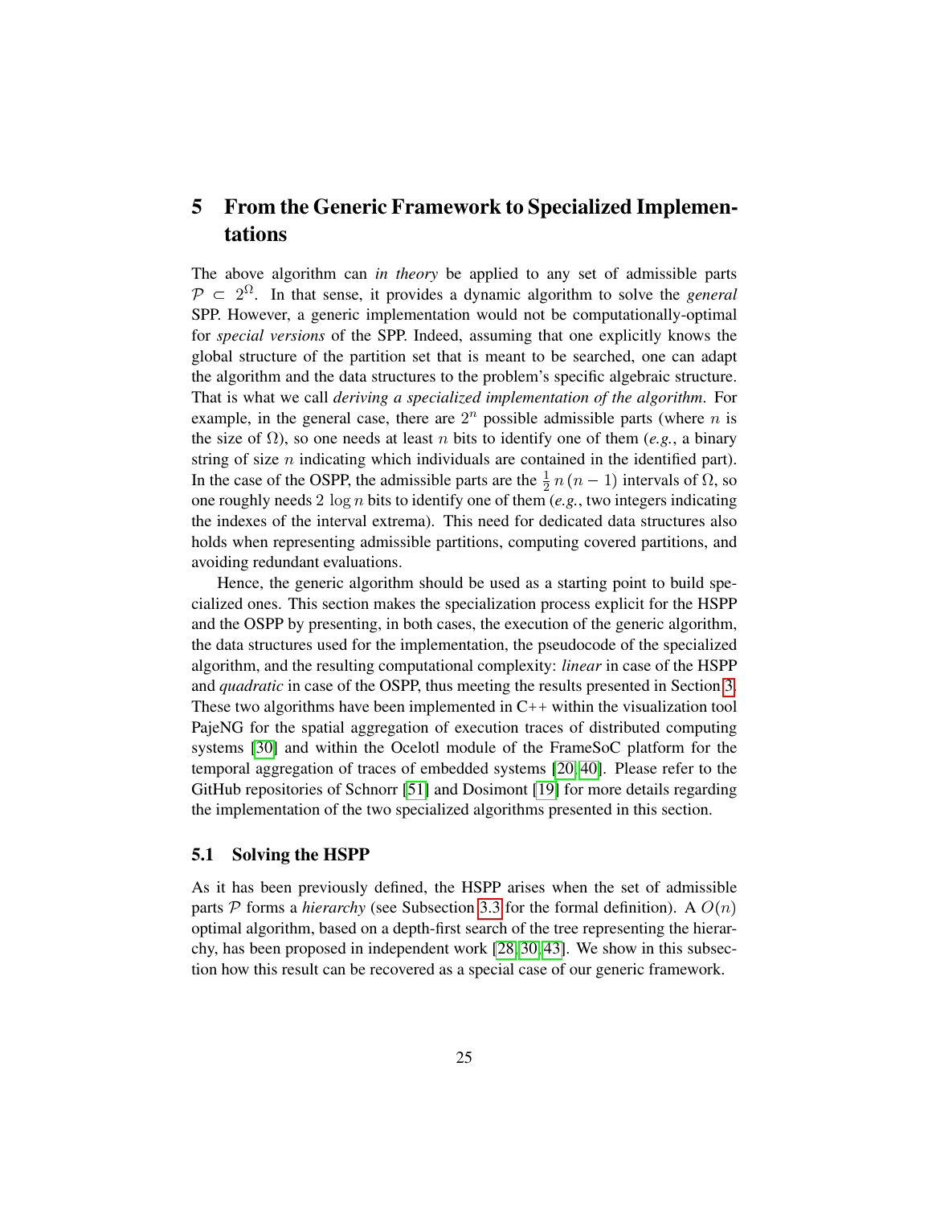# 5 From the Generic Framework to Specialized Implementations

The above algorithm can *in theory* be applied to any set of admissible parts $\mathcal{P} \subset 2^{\Omega}$. In that sense, it provides a dynamic algorithm to solve the *general* SPP. However, a generic implementation would not be computationally-optimal for *special versions* of the SPP. Indeed, assuming that one explicitly knows the global structure of the partition set that is meant to be searched, one can adapt the algorithm and the data structures to the problem's specific algebraic structure. That is what we call *deriving a specialized implementation of the algorithm*. For example, in the general case, there are $2^n$ possible admissible parts (where $n$ is the size of $\Omega$), so one needs at least $n$ bits to identify one of them (*e.g.*, a binary string of size $n$ indicating which individuals are contained in the identified part). In the case of the OSPP, the admissible parts are the $\frac{1}{2}\,n\,(n-1)$ intervals of $\Omega$, so one roughly needs $2\,\log n$ bits to identify one of them (*e.g.*, two integers indicating the indexes of the interval extrema). This need for dedicated data structures also holds when representing admissible partitions, computing covered partitions, and avoiding redundant evaluations.

Hence, the generic algorithm should be used as a starting point to build specialized ones. This section makes the specialization process explicit for the HSPP and the OSPP by presenting, in both cases, the execution of the generic algorithm, the data structures used for the implementation, the pseudocode of the specialized algorithm, and the resulting computational complexity: *linear* in case of the HSPP and *quadratic* in case of the OSPP, thus meeting the results presented in Section 3. These two algorithms have been implemented in C++ within the visualization tool PajeNG for the spatial aggregation of execution traces of distributed computing systems [30] and within the Ocelotl module of the FrameSoC platform for the temporal aggregation of traces of embedded systems [20, 40]. Please refer to the GitHub repositories of Schnorr [51] and Dosimont [19] for more details regarding the implementation of the two specialized algorithms presented in this section.

## 5.1 Solving the HSPP

As it has been previously defined, the HSPP arises when the set of admissible parts $\mathcal{P}$ forms a *hierarchy* (see Subsection 3.3 for the formal definition). A $O(n)$ optimal algorithm, based on a depth-first search of the tree representing the hierarchy, has been proposed in independent work [28, 30, 43]. We show in this subsection how this result can be recovered as a special case of our generic framework.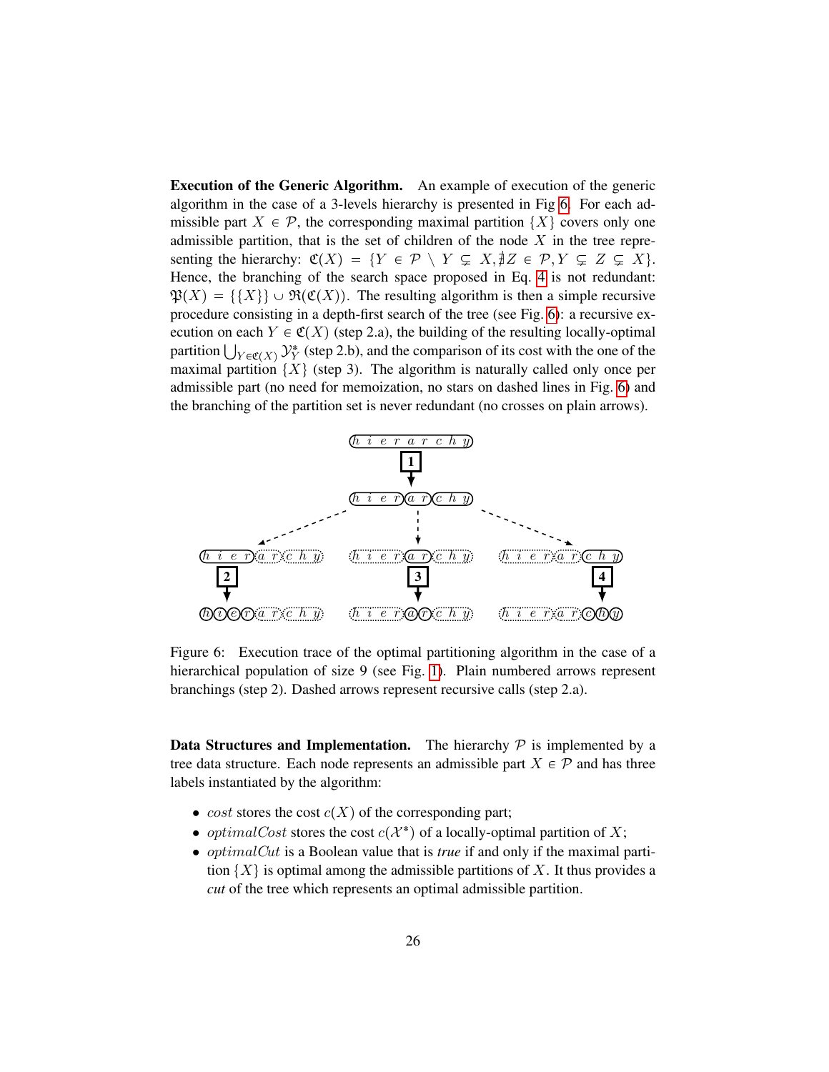**Execution of the Generic Algorithm.** An example of execution of the generic algorithm in the case of a 3-levels hierarchy is presented in Fig 6. For each admissible part $X \in \mathcal{P}$, the corresponding maximal partition $\{X\}$ covers only one admissible partition, that is the set of children of the node $X$ in the tree representing the hierarchy: $\mathfrak{C}(X) = \{Y \in \mathcal{P} \setminus Y \subsetneq X, \nexists Z \in \mathcal{P}, Y \subsetneq Z \subsetneq X\}$. Hence, the branching of the search space proposed in Eq. 4 is not redundant: $\mathfrak{P}(X) = \{\{X\}\} \cup \mathfrak{R}(\mathfrak{C}(X))$. The resulting algorithm is then a simple recursive procedure consisting in a depth-first search of the tree (see Fig. 6): a recursive execution on each $Y \in \mathfrak{C}(X)$ (step 2.a), the building of the resulting locally-optimal partition $\bigcup_{Y \in \mathfrak{C}(X)} \mathcal{Y}_Y^*$ (step 2.b), and the comparison of its cost with the one of the maximal partition $\{X\}$ (step 3). The algorithm is naturally called only once per admissible part (no need for memoization, no stars on dashed lines in Fig. 6) and the branching of the partition set is never redundant (no crosses on plain arrows).

Figure 6: Execution trace of the optimal partitioning algorithm in the case of a hierarchical population of size 9 (see Fig. 1). Plain numbered arrows represent branchings (step 2). Dashed arrows represent recursive calls (step 2.a).

**Data Structures and Implementation.** The hierarchy $\mathcal{P}$ is implemented by a tree data structure. Each node represents an admissible part $X \in \mathcal{P}$ and has three labels instantiated by the algorithm:

- $cost$ stores the cost $c(X)$ of the corresponding part;
- $optimalCost$ stores the cost $c(\mathcal{X}^*)$ of a locally-optimal partition of $X$;
- $optimalCut$ is a Boolean value that is *true* if and only if the maximal partition $\{X\}$ is optimal among the admissible partitions of $X$. It thus provides a *cut* of the tree which represents an optimal admissible partition.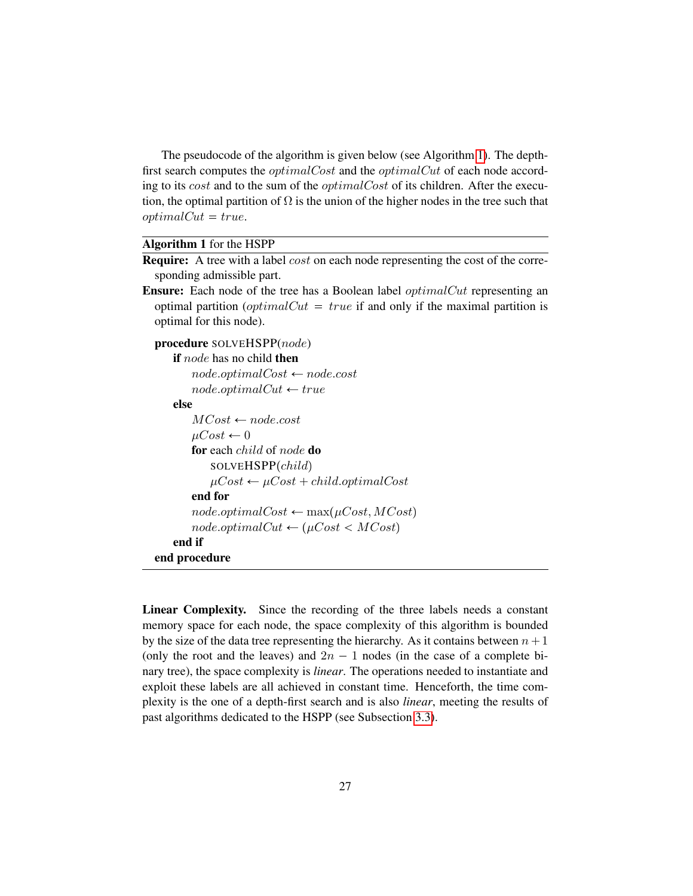The pseudocode of the algorithm is given below (see Algorithm 1). The depth-first search computes the $optimalCost$ and the $optimalCut$ of each node according to its $cost$ and to the sum of the $optimalCost$ of its children. After the execution, the optimal partition of $\Omega$ is the union of the higher nodes in the tree such that $optimalCut = true$.

---

**Algorithm 1** for the HSPP

---

**Require:** A tree with a label $cost$ on each node representing the cost of the corresponding admissible part.

**Ensure:** Each node of the tree has a Boolean label $optimalCut$ representing an optimal partition ($optimalCut = true$ if and only if the maximal partition is optimal for this node).

```
procedure SOLVEHSPP(node)
    if node has no child then
        node.optimalCost ← node.cost
        node.optimalCut ← true
    else
        MCost ← node.cost
        μCost ← 0
        for each child of node do
            SOLVEHSPP(child)
            μCost ← μCost + child.optimalCost
        end for
        node.optimalCost ← max(μCost, MCost)
        node.optimalCut ← (μCost < MCost)
    end if
end procedure
```

---

**Linear Complexity.** Since the recording of the three labels needs a constant memory space for each node, the space complexity of this algorithm is bounded by the size of the data tree representing the hierarchy. As it contains between $n + 1$ (only the root and the leaves) and $2n - 1$ nodes (in the case of a complete binary tree), the space complexity is *linear*. The operations needed to instantiate and exploit these labels are all achieved in constant time. Henceforth, the time complexity is the one of a depth-first search and is also *linear*, meeting the results of past algorithms dedicated to the HSPP (see Subsection 3.3).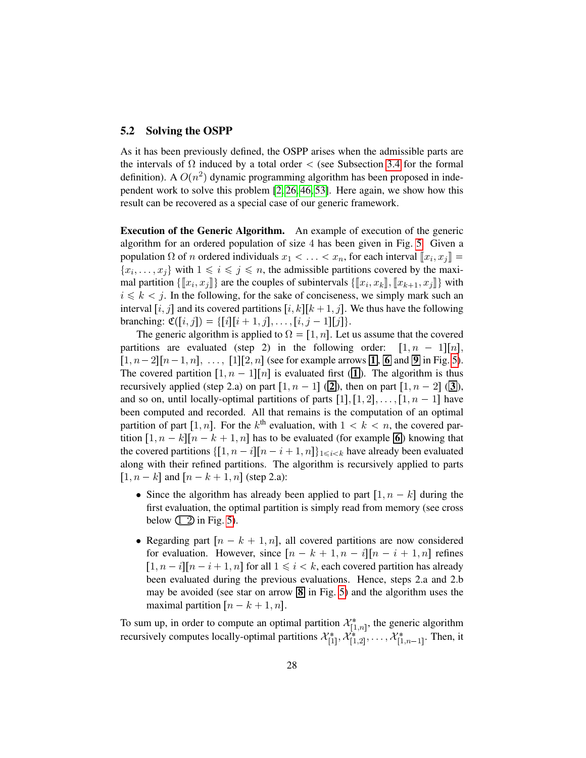### 5.2 Solving the OSPP

As it has been previously defined, the OSPP arises when the admissible parts are the intervals of $\Omega$ induced by a total order $<$ (see Subsection 3.4 for the formal definition). A $O(n^2)$ dynamic programming algorithm has been proposed in independent work to solve this problem [2, 26, 46, 53]. Here again, we show how this result can be recovered as a special case of our generic framework.

**Execution of the Generic Algorithm.** An example of execution of the generic algorithm for an ordered population of size 4 has been given in Fig. 5. Given a population $\Omega$ of $n$ ordered individuals $x_1 < \ldots < x_n$, for each interval $[\![x_i, x_j]\!] = \{x_i, \ldots, x_j\}$ with $1 \leqslant i \leqslant j \leqslant n$, the admissible partitions covered by the maximal partition $\{[\![x_i, x_j]\!]\}$ are the couples of subintervals $\{[\![x_i, x_k]\!], [\![x_{k+1}, x_j]\!]\}$ with $i \leqslant k < j$. In the following, for the sake of conciseness, we simply mark such an interval $[i, j]$ and its covered partitions $[i, k][k+1, j]$. We thus have the following branching: $\mathfrak{C}([i, j]) = \{[i][i+1, j], \ldots, [i, j-1][j]\}$.

The generic algorithm is applied to $\Omega = [1, n]$. Let us assume that the covered partitions are evaluated (step 2) in the following order: $[1, n-1][n]$, $[1, n-2][n-1, n]$, $\ldots$, $[1][2, n]$ (see for example arrows **1**, **6** and **9** in Fig. 5). The covered partition $[1, n-1][n]$ is evaluated first (**1**). The algorithm is thus recursively applied (step 2.a) on part $[1, n-1]$ (**2**), then on part $[1, n-2]$ (**3**), and so on, until locally-optimal partitions of parts $[1], [1, 2], \ldots, [1, n-1]$ have been computed and recorded. All that remains is the computation of an optimal partition of part $[1, n]$. For the $k^{\text{th}}$ evaluation, with $1 < k < n$, the covered partition $[1, n-k][n-k+1, n]$ has to be evaluated (for example **6**) knowing that the covered partitions $\{[1, n-i][n-i+1, n]\}_{1 \leqslant i < k}$ have already been evaluated along with their refined partitions. The algorithm is recursively applied to parts $[1, n-k]$ and $[n-k+1, n]$ (step 2.a):

- Since the algorithm has already been applied to part $[1, n-k]$ during the first evaluation, the optimal partition is simply read from memory (see cross below (1 2) in Fig. 5).
- Regarding part $[n-k+1, n]$, all covered partitions are now considered for evaluation. However, since $[n-k+1, n-i][n-i+1, n]$ refines $[1, n-i][n-i+1, n]$ for all $1 \leqslant i < k$, each covered partition has already been evaluated during the previous evaluations. Hence, steps 2.a and 2.b may be avoided (see star on arrow **8** in Fig. 5) and the algorithm uses the maximal partition $[n-k+1, n]$.

To sum up, in order to compute an optimal partition $\mathcal{X}^*_{[1,n]}$, the generic algorithm recursively computes locally-optimal partitions $\mathcal{X}^*_{[1]}, \mathcal{X}^*_{[1,2]}, \ldots, \mathcal{X}^*_{[1,n-1]}$. Then, it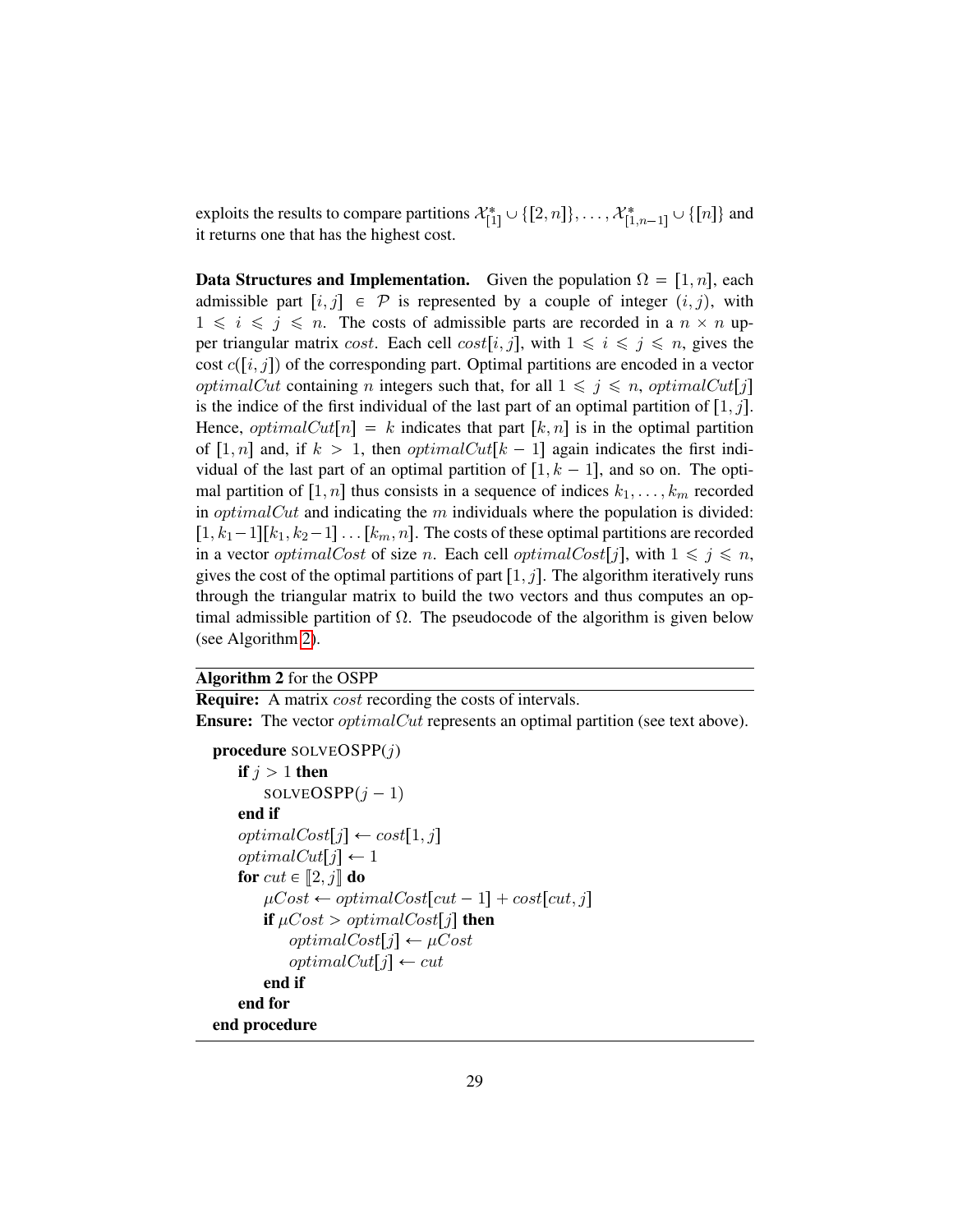exploits the results to compare partitions $\mathcal{X}^*_{[1]} \cup \{[2, n]\}, \ldots, \mathcal{X}^*_{[1,n-1]} \cup \{[n]\}$ and it returns one that has the highest cost.

**Data Structures and Implementation.** Given the population $\Omega = [1, n]$, each admissible part $[i, j] \in \mathcal{P}$ is represented by a couple of integer $(i, j)$, with $1 \leqslant i \leqslant j \leqslant n$. The costs of admissible parts are recorded in a $n \times n$ upper triangular matrix $cost$. Each cell $cost[i, j]$, with $1 \leqslant i \leqslant j \leqslant n$, gives the cost $c([i, j])$ of the corresponding part. Optimal partitions are encoded in a vector $optimalCut$ containing $n$ integers such that, for all $1 \leqslant j \leqslant n$, $optimalCut[j]$ is the indice of the first individual of the last part of an optimal partition of $[1, j]$. Hence, $optimalCut[n] = k$ indicates that part $[k, n]$ is in the optimal partition of $[1, n]$ and, if $k > 1$, then $optimalCut[k-1]$ again indicates the first individual of the last part of an optimal partition of $[1, k-1]$, and so on. The optimal partition of $[1, n]$ thus consists in a sequence of indices $k_1, \ldots, k_m$ recorded in $optimalCut$ and indicating the $m$ individuals where the population is divided: $[1, k_1 - 1][k_1, k_2 - 1] \ldots [k_m, n]$. The costs of these optimal partitions are recorded in a vector $optimalCost$ of size $n$. Each cell $optimalCost[j]$, with $1 \leqslant j \leqslant n$, gives the cost of the optimal partitions of part $[1, j]$. The algorithm iteratively runs through the triangular matrix to build the two vectors and thus computes an optimal admissible partition of $\Omega$. The pseudocode of the algorithm is given below (see Algorithm 2).

**Algorithm 2** for the OSPP

**Require:** A matrix $cost$ recording the costs of intervals.
**Ensure:** The vector $optimalCut$ represents an optimal partition (see text above).

```
procedure SOLVEOSPP(j)
    if j > 1 then
        SOLVEOSPP(j − 1)
    end if
    optimalCost[j] ← cost[1, j]
    optimalCut[j] ← 1
    for cut ∈ ⟦2, j⟧ do
        µCost ← optimalCost[cut − 1] + cost[cut, j]
        if µCost > optimalCost[j] then
            optimalCost[j] ← µCost
            optimalCut[j] ← cut
        end if
    end for
end procedure
```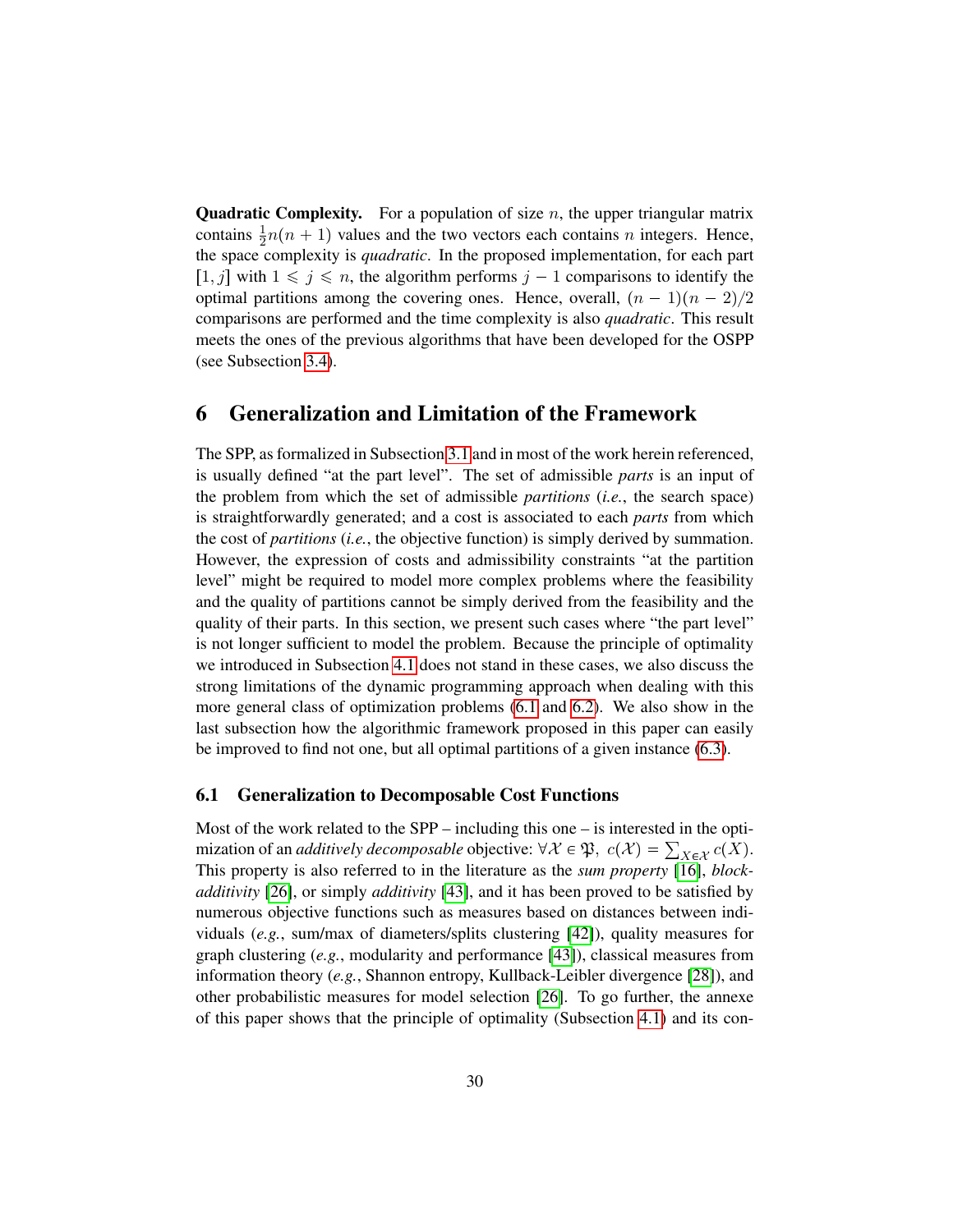**Quadratic Complexity.** For a population of size $n$, the upper triangular matrix contains $\frac{1}{2}n(n+1)$ values and the two vectors each contains $n$ integers. Hence, the space complexity is *quadratic*. In the proposed implementation, for each part $[1, j]$ with $1 \leqslant j \leqslant n$, the algorithm performs $j - 1$ comparisons to identify the optimal partitions among the covering ones. Hence, overall, $(n-1)(n-2)/2$ comparisons are performed and the time complexity is also *quadratic*. This result meets the ones of the previous algorithms that have been developed for the OSPP (see Subsection 3.4).

## 6 Generalization and Limitation of the Framework

The SPP, as formalized in Subsection 3.1 and in most of the work herein referenced, is usually defined "at the part level". The set of admissible *parts* is an input of the problem from which the set of admissible *partitions* (*i.e.*, the search space) is straightforwardly generated; and a cost is associated to each *parts* from which the cost of *partitions* (*i.e.*, the objective function) is simply derived by summation. However, the expression of costs and admissibility constraints "at the partition level" might be required to model more complex problems where the feasibility and the quality of partitions cannot be simply derived from the feasibility and the quality of their parts. In this section, we present such cases where "the part level" is not longer sufficient to model the problem. Because the principle of optimality we introduced in Subsection 4.1 does not stand in these cases, we also discuss the strong limitations of the dynamic programming approach when dealing with this more general class of optimization problems (6.1 and 6.2). We also show in the last subsection how the algorithmic framework proposed in this paper can easily be improved to find not one, but all optimal partitions of a given instance (6.3).

### 6.1 Generalization to Decomposable Cost Functions

Most of the work related to the SPP – including this one – is interested in the optimization of an *additively decomposable* objective: $\forall \mathcal{X} \in \mathfrak{P},\ c(\mathcal{X}) = \sum_{X \in \mathcal{X}} c(X)$. This property is also referred to in the literature as the *sum property* [16], *block-additivity* [26], or simply *additivity* [43], and it has been proved to be satisfied by numerous objective functions such as measures based on distances between individuals (*e.g.*, sum/max of diameters/splits clustering [42]), quality measures for graph clustering (*e.g.*, modularity and performance [43]), classical measures from information theory (*e.g.*, Shannon entropy, Kullback-Leibler divergence [28]), and other probabilistic measures for model selection [26]. To go further, the annexe of this paper shows that the principle of optimality (Subsection 4.1) and its con-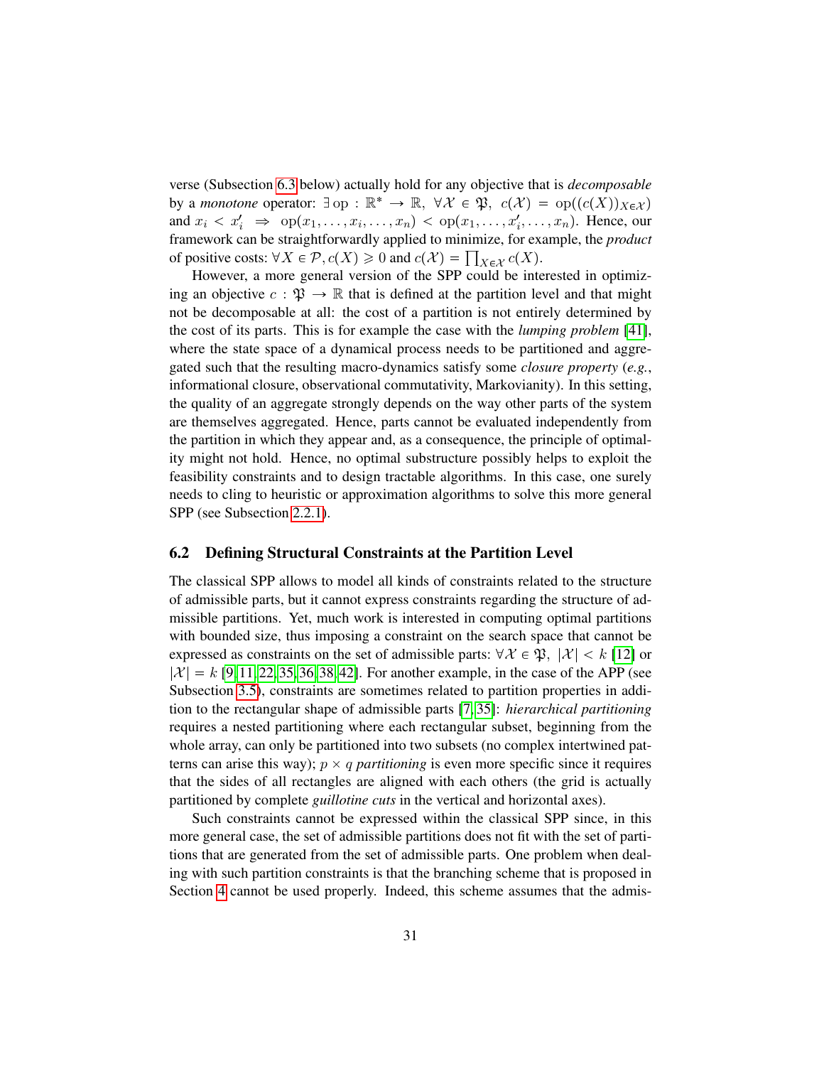verse (Subsection 6.3 below) actually hold for any objective that is *decomposable* by a *monotone* operator: $\exists\, \mathrm{op} : \mathbb{R}^* \to \mathbb{R},\ \forall \mathcal{X} \in \mathfrak{P},\ c(\mathcal{X}) = \mathrm{op}((c(X))_{X \in \mathcal{X}})$ and $x_i < x'_i \ \Rightarrow\ \mathrm{op}(x_1, \ldots, x_i, \ldots, x_n) < \mathrm{op}(x_1, \ldots, x'_i, \ldots, x_n)$. Hence, our framework can be straightforwardly applied to minimize, for example, the *product* of positive costs: $\forall X \in \mathcal{P}, c(X) \geqslant 0$ and $c(\mathcal{X}) = \prod_{X \in \mathcal{X}} c(X)$.

However, a more general version of the SPP could be interested in optimizing an objective $c : \mathfrak{P} \to \mathbb{R}$ that is defined at the partition level and that might not be decomposable at all: the cost of a partition is not entirely determined by the cost of its parts. This is for example the case with the *lumping problem* [41], where the state space of a dynamical process needs to be partitioned and aggregated such that the resulting macro-dynamics satisfy some *closure property* (*e.g.*, informational closure, observational commutativity, Markovianity). In this setting, the quality of an aggregate strongly depends on the way other parts of the system are themselves aggregated. Hence, parts cannot be evaluated independently from the partition in which they appear and, as a consequence, the principle of optimality might not hold. Hence, no optimal substructure possibly helps to exploit the feasibility constraints and to design tractable algorithms. In this case, one surely needs to cling to heuristic or approximation algorithms to solve this more general SPP (see Subsection 2.2.1).

## 6.2 Defining Structural Constraints at the Partition Level

The classical SPP allows to model all kinds of constraints related to the structure of admissible parts, but it cannot express constraints regarding the structure of admissible partitions. Yet, much work is interested in computing optimal partitions with bounded size, thus imposing a constraint on the search space that cannot be expressed as constraints on the set of admissible parts: $\forall \mathcal{X} \in \mathfrak{P},\ |\mathcal{X}| < k$ [12] or $|\mathcal{X}| = k$ [9,11,22,35,36,38,42]. For another example, in the case of the APP (see Subsection 3.5), constraints are sometimes related to partition properties in addition to the rectangular shape of admissible parts [7,35]: *hierarchical partitioning* requires a nested partitioning where each rectangular subset, beginning from the whole array, can only be partitioned into two subsets (no complex intertwined patterns can arise this way); $p \times q$ *partitioning* is even more specific since it requires that the sides of all rectangles are aligned with each others (the grid is actually partitioned by complete *guillotine cuts* in the vertical and horizontal axes).

Such constraints cannot be expressed within the classical SPP since, in this more general case, the set of admissible partitions does not fit with the set of partitions that are generated from the set of admissible parts. One problem when dealing with such partition constraints is that the branching scheme that is proposed in Section 4 cannot be used properly. Indeed, this scheme assumes that the admis-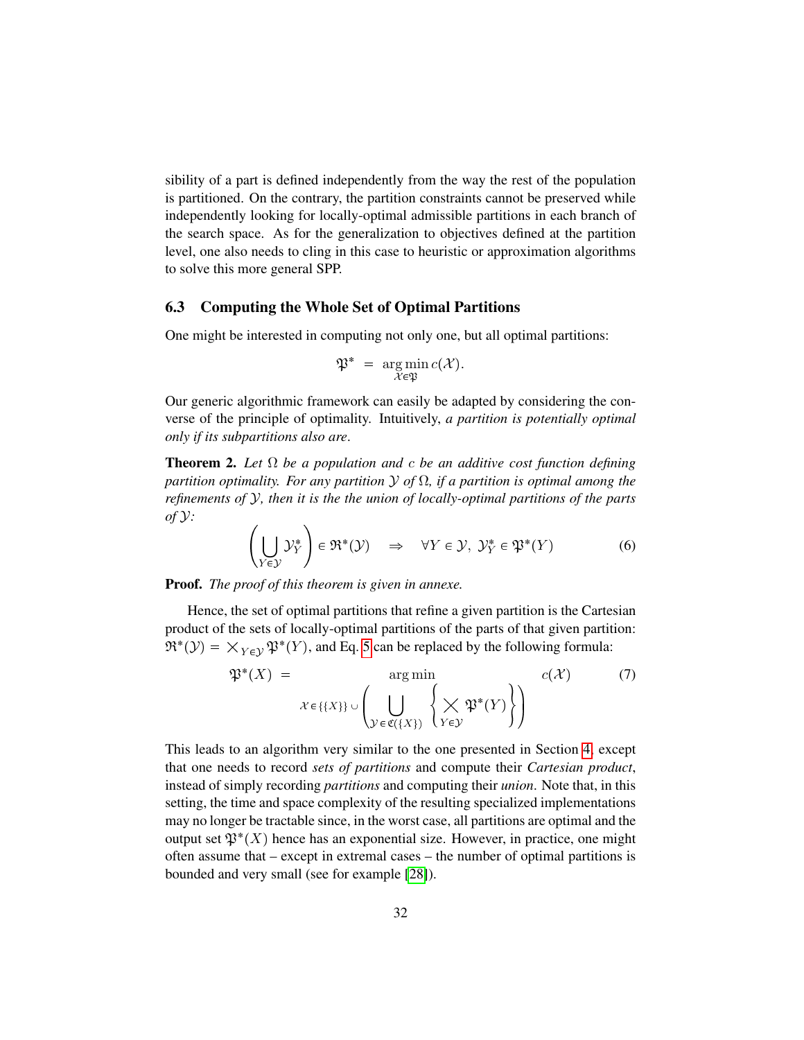sibility of a part is defined independently from the way the rest of the population is partitioned. On the contrary, the partition constraints cannot be preserved while independently looking for locally-optimal admissible partitions in each branch of the search space. As for the generalization to objectives defined at the partition level, one also needs to cling in this case to heuristic or approximation algorithms to solve this more general SPP.

### 6.3 Computing the Whole Set of Optimal Partitions

One might be interested in computing not only one, but all optimal partitions:

$$\mathfrak{P}^* \;=\; \underset{\mathcal{X}\in\mathfrak{P}}{\arg\min}\, c(\mathcal{X}).$$

Our generic algorithmic framework can easily be adapted by considering the converse of the principle of optimality. Intuitively, *a partition is potentially optimal only if its subpartitions also are*.

**Theorem 2.** *Let $\Omega$ be a population and $c$ be an additive cost function defining partition optimality. For any partition $\mathcal{Y}$ of $\Omega$, if a partition is optimal among the refinements of $\mathcal{Y}$, then it is the the union of locally-optimal partitions of the parts of $\mathcal{Y}$:*

$$\left(\bigcup_{Y\in\mathcal{Y}} \mathcal{Y}_Y^*\right) \in \mathfrak{R}^*(\mathcal{Y}) \quad \Rightarrow \quad \forall Y \in \mathcal{Y},\ \mathcal{Y}_Y^* \in \mathfrak{P}^*(Y) \tag{6}$$

**Proof.** *The proof of this theorem is given in annexe.*

Hence, the set of optimal partitions that refine a given partition is the Cartesian product of the sets of locally-optimal partitions of the parts of that given partition: $\mathfrak{R}^*(\mathcal{Y}) = \bigtimes_{Y\in\mathcal{Y}} \mathfrak{P}^*(Y)$, and Eq. 5 can be replaced by the following formula:

$$\mathfrak{P}^*(X) \;=\; \underset{\mathcal{X}\in\{\{X\}\}\cup\left(\bigcup\limits_{\mathcal{Y}\in\mathfrak{C}(\{X\})}\left\{\bigtimes\limits_{Y\in\mathcal{Y}}\mathfrak{P}^*(Y)\right\}\right)}{\arg\min} c(\mathcal{X}) \tag{7}$$

This leads to an algorithm very similar to the one presented in Section 4, except that one needs to record *sets of partitions* and compute their *Cartesian product*, instead of simply recording *partitions* and computing their *union*. Note that, in this setting, the time and space complexity of the resulting specialized implementations may no longer be tractable since, in the worst case, all partitions are optimal and the output set $\mathfrak{P}^*(X)$ hence has an exponential size. However, in practice, one might often assume that – except in extremal cases – the number of optimal partitions is bounded and very small (see for example [28]).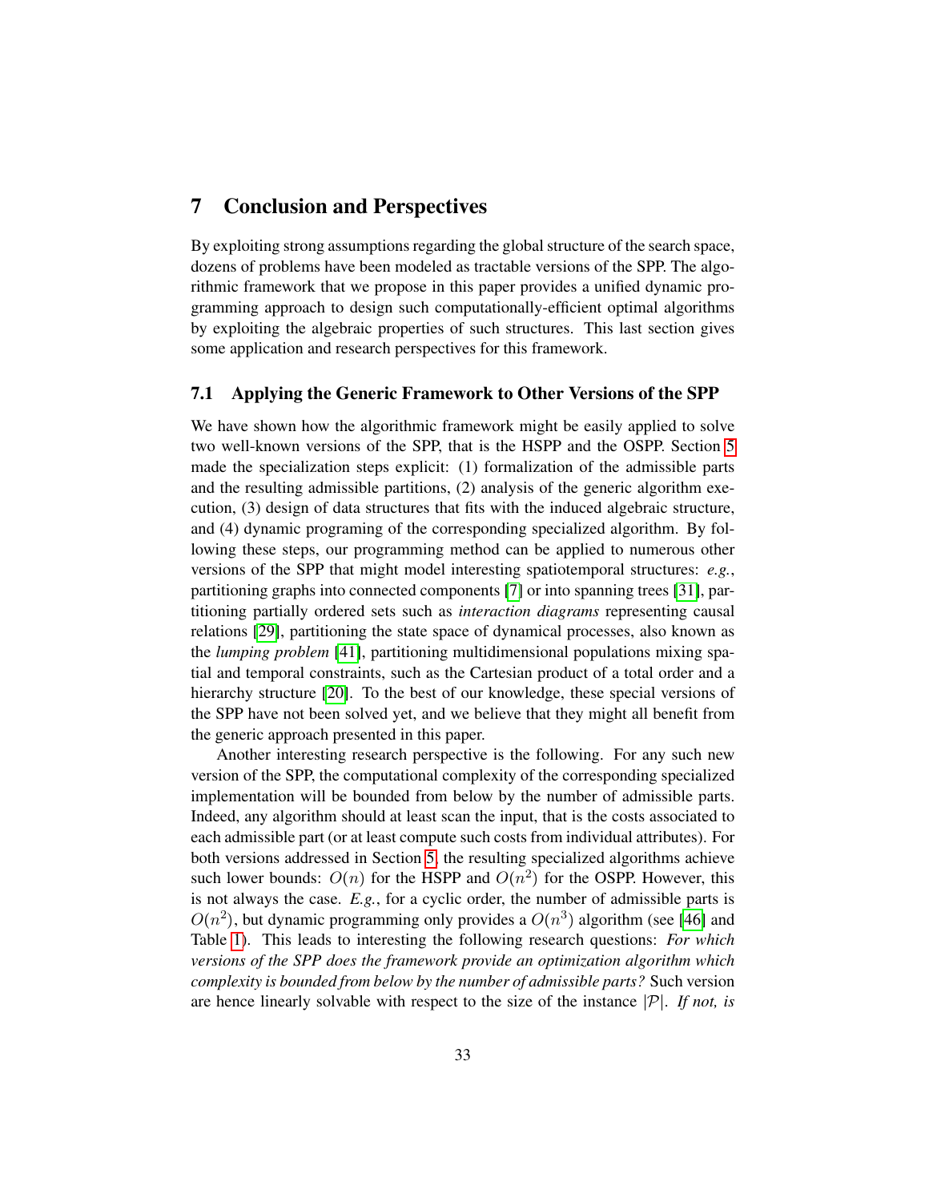# 7 Conclusion and Perspectives

By exploiting strong assumptions regarding the global structure of the search space, dozens of problems have been modeled as tractable versions of the SPP. The algorithmic framework that we propose in this paper provides a unified dynamic programming approach to design such computationally-efficient optimal algorithms by exploiting the algebraic properties of such structures. This last section gives some application and research perspectives for this framework.

## 7.1 Applying the Generic Framework to Other Versions of the SPP

We have shown how the algorithmic framework might be easily applied to solve two well-known versions of the SPP, that is the HSPP and the OSPP. Section 5 made the specialization steps explicit: (1) formalization of the admissible parts and the resulting admissible partitions, (2) analysis of the generic algorithm execution, (3) design of data structures that fits with the induced algebraic structure, and (4) dynamic programing of the corresponding specialized algorithm. By following these steps, our programming method can be applied to numerous other versions of the SPP that might model interesting spatiotemporal structures: *e.g.*, partitioning graphs into connected components [7] or into spanning trees [31], partitioning partially ordered sets such as *interaction diagrams* representing causal relations [29], partitioning the state space of dynamical processes, also known as the *lumping problem* [41], partitioning multidimensional populations mixing spatial and temporal constraints, such as the Cartesian product of a total order and a hierarchy structure [20]. To the best of our knowledge, these special versions of the SPP have not been solved yet, and we believe that they might all benefit from the generic approach presented in this paper.

Another interesting research perspective is the following. For any such new version of the SPP, the computational complexity of the corresponding specialized implementation will be bounded from below by the number of admissible parts. Indeed, any algorithm should at least scan the input, that is the costs associated to each admissible part (or at least compute such costs from individual attributes). For both versions addressed in Section 5, the resulting specialized algorithms achieve such lower bounds: $O(n)$ for the HSPP and $O(n^2)$ for the OSPP. However, this is not always the case. *E.g.*, for a cyclic order, the number of admissible parts is $O(n^2)$, but dynamic programming only provides a $O(n^3)$ algorithm (see [46] and Table 1). This leads to interesting the following research questions: *For which versions of the SPP does the framework provide an optimization algorithm which complexity is bounded from below by the number of admissible parts?* Such version are hence linearly solvable with respect to the size of the instance $|\mathcal{P}|$. *If not, is*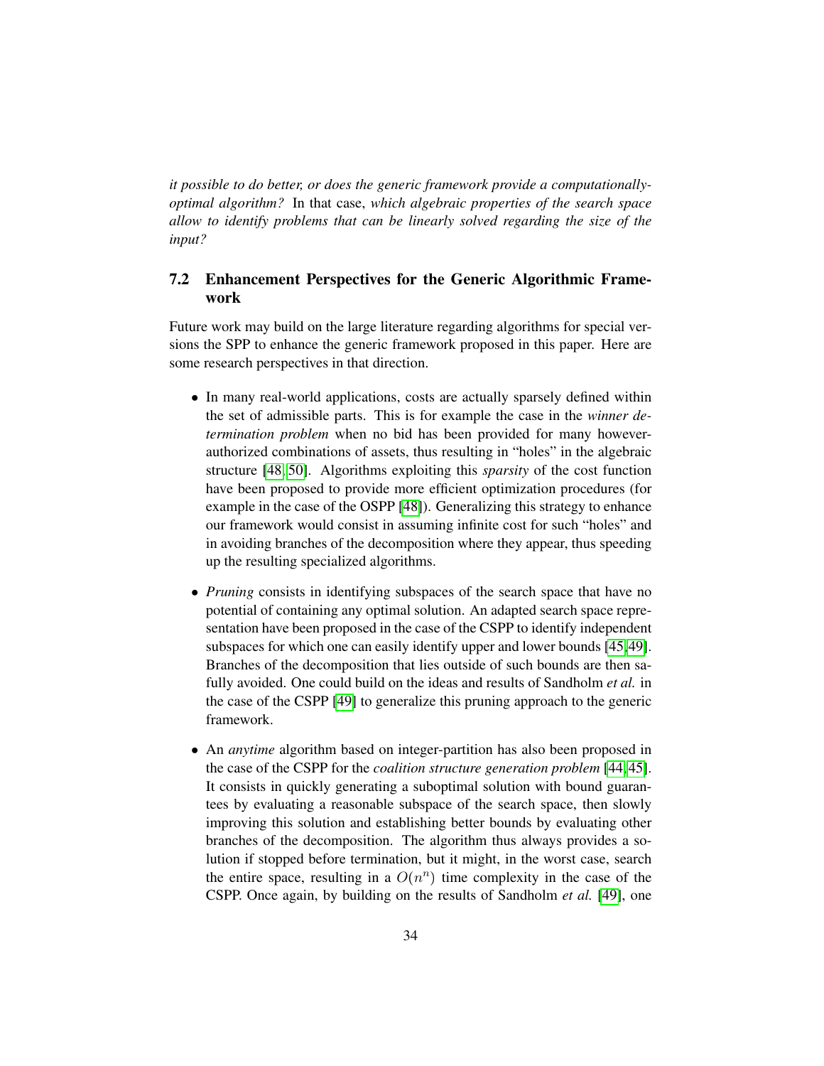*it possible to do better, or does the generic framework provide a computationally-optimal algorithm?* In that case, *which algebraic properties of the search space allow to identify problems that can be linearly solved regarding the size of the input?*

## 7.2 Enhancement Perspectives for the Generic Algorithmic Framework

Future work may build on the large literature regarding algorithms for special versions the SPP to enhance the generic framework proposed in this paper. Here are some research perspectives in that direction.

- In many real-world applications, costs are actually sparsely defined within the set of admissible parts. This is for example the case in the *winner determination problem* when no bid has been provided for many however-authorized combinations of assets, thus resulting in "holes" in the algebraic structure [48, 50]. Algorithms exploiting this *sparsity* of the cost function have been proposed to provide more efficient optimization procedures (for example in the case of the OSPP [48]). Generalizing this strategy to enhance our framework would consist in assuming infinite cost for such "holes" and in avoiding branches of the decomposition where they appear, thus speeding up the resulting specialized algorithms.

- *Pruning* consists in identifying subspaces of the search space that have no potential of containing any optimal solution. An adapted search space representation have been proposed in the case of the CSPP to identify independent subspaces for which one can easily identify upper and lower bounds [45, 49]. Branches of the decomposition that lies outside of such bounds are then safully avoided. One could build on the ideas and results of Sandholm *et al.* in the case of the CSPP [49] to generalize this pruning approach to the generic framework.

- An *anytime* algorithm based on integer-partition has also been proposed in the case of the CSPP for the *coalition structure generation problem* [44, 45]. It consists in quickly generating a suboptimal solution with bound guarantees by evaluating a reasonable subspace of the search space, then slowly improving this solution and establishing better bounds by evaluating other branches of the decomposition. The algorithm thus always provides a solution if stopped before termination, but it might, in the worst case, search the entire space, resulting in a $O(n^n)$ time complexity in the case of the CSPP. Once again, by building on the results of Sandholm *et al.* [49], one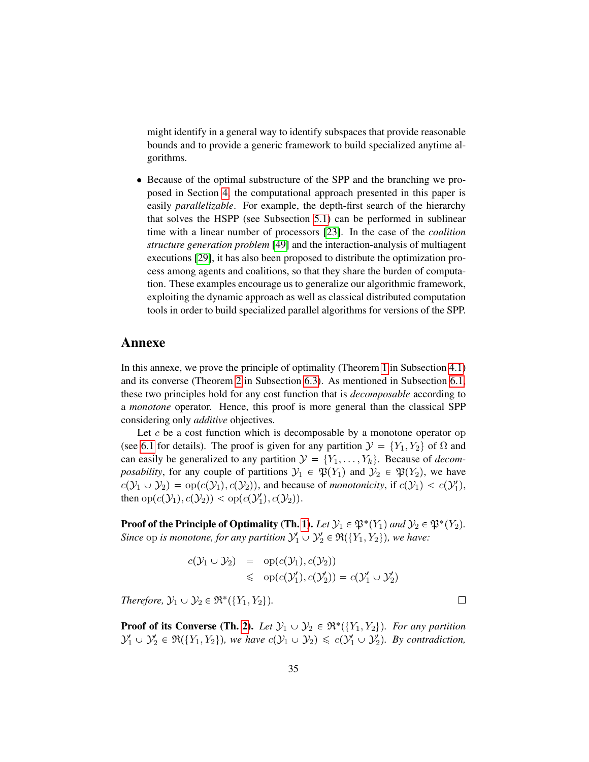might identify in a general way to identify subspaces that provide reasonable bounds and to provide a generic framework to build specialized anytime algorithms.

- Because of the optimal substructure of the SPP and the branching we proposed in Section 4, the computational approach presented in this paper is easily *parallelizable*. For example, the depth-first search of the hierarchy that solves the HSPP (see Subsection 5.1) can be performed in sublinear time with a linear number of processors [23]. In the case of the *coalition structure generation problem* [49] and the interaction-analysis of multiagent executions [29], it has also been proposed to distribute the optimization process among agents and coalitions, so that they share the burden of computation. These examples encourage us to generalize our algorithmic framework, exploiting the dynamic approach as well as classical distributed computation tools in order to build specialized parallel algorithms for versions of the SPP.

## Annexe

In this annexe, we prove the principle of optimality (Theorem 1 in Subsection 4.1) and its converse (Theorem 2 in Subsection 6.3). As mentioned in Subsection 6.1, these two principles hold for any cost function that is *decomposable* according to a *monotone* operator. Hence, this proof is more general than the classical SPP considering only *additive* objectives.

Let $c$ be a cost function which is decomposable by a monotone operator $\mathrm{op}$ (see 6.1 for details). The proof is given for any partition $\mathcal{Y} = \{Y_1, Y_2\}$ of $\Omega$ and can easily be generalized to any partition $\mathcal{Y} = \{Y_1, \ldots, Y_k\}$. Because of *decomposability*, for any couple of partitions $\mathcal{Y}_1 \in \mathfrak{P}(Y_1)$ and $\mathcal{Y}_2 \in \mathfrak{P}(Y_2)$, we have $c(\mathcal{Y}_1 \cup \mathcal{Y}_2) = \mathrm{op}(c(\mathcal{Y}_1), c(\mathcal{Y}_2))$, and because of *monotonicity*, if $c(\mathcal{Y}_1) < c(\mathcal{Y}_1')$, then $\mathrm{op}(c(\mathcal{Y}_1), c(\mathcal{Y}_2)) < \mathrm{op}(c(\mathcal{Y}_1'), c(\mathcal{Y}_2))$.

**Proof of the Principle of Optimality (Th. 1).** *Let $\mathcal{Y}_1 \in \mathfrak{P}^*(Y_1)$ and $\mathcal{Y}_2 \in \mathfrak{P}^*(Y_2)$. Since $\mathrm{op}$ is monotone, for any partition $\mathcal{Y}_1' \cup \mathcal{Y}_2' \in \mathfrak{R}(\{Y_1, Y_2\})$, we have:*

$$
\begin{aligned}
c(\mathcal{Y}_1 \cup \mathcal{Y}_2) &= \mathrm{op}(c(\mathcal{Y}_1), c(\mathcal{Y}_2)) \\
&\leqslant \mathrm{op}(c(\mathcal{Y}_1'), c(\mathcal{Y}_2')) = c(\mathcal{Y}_1' \cup \mathcal{Y}_2')
\end{aligned}
$$

*Therefore, $\mathcal{Y}_1 \cup \mathcal{Y}_2 \in \mathfrak{R}^*(\{Y_1, Y_2\})$.* □

**Proof of its Converse (Th. 2).** *Let $\mathcal{Y}_1 \cup \mathcal{Y}_2 \in \mathfrak{R}^*(\{Y_1, Y_2\})$. For any partition $\mathcal{Y}_1' \cup \mathcal{Y}_2' \in \mathfrak{R}(\{Y_1, Y_2\})$, we have $c(\mathcal{Y}_1 \cup \mathcal{Y}_2) \leqslant c(\mathcal{Y}_1' \cup \mathcal{Y}_2')$. By contradiction,*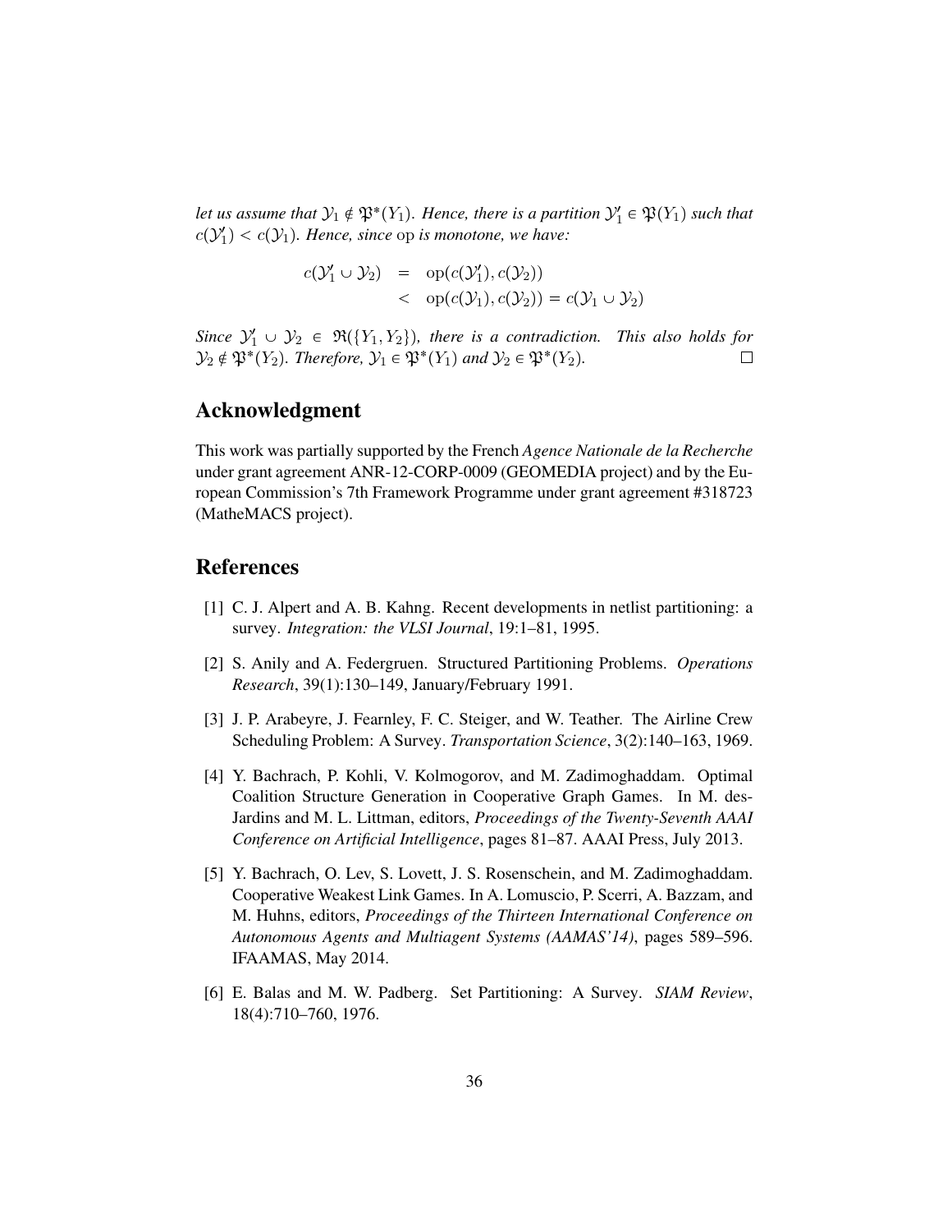*let us assume that $\mathcal{Y}_1 \notin \mathfrak{P}^*(Y_1)$. Hence, there is a partition $\mathcal{Y}_1' \in \mathfrak{P}(Y_1)$ such that $c(\mathcal{Y}_1') < c(\mathcal{Y}_1)$. Hence, since* op *is monotone, we have:*

$$
\begin{aligned}
c(\mathcal{Y}_1' \cup \mathcal{Y}_2) &= \operatorname{op}(c(\mathcal{Y}_1'), c(\mathcal{Y}_2)) \\
&< \operatorname{op}(c(\mathcal{Y}_1), c(\mathcal{Y}_2)) = c(\mathcal{Y}_1 \cup \mathcal{Y}_2)
\end{aligned}
$$

*Since $\mathcal{Y}_1' \cup \mathcal{Y}_2 \in \mathfrak{R}(\{Y_1, Y_2\})$, there is a contradiction. This also holds for $\mathcal{Y}_2 \notin \mathfrak{P}^*(Y_2)$. Therefore, $\mathcal{Y}_1 \in \mathfrak{P}^*(Y_1)$ and $\mathcal{Y}_2 \in \mathfrak{P}^*(Y_2)$.* □

## Acknowledgment

This work was partially supported by the French *Agence Nationale de la Recherche* under grant agreement ANR-12-CORP-0009 (GEOMEDIA project) and by the European Commission's 7th Framework Programme under grant agreement #318723 (MatheMACS project).

## References

[1] C. J. Alpert and A. B. Kahng. Recent developments in netlist partitioning: a survey. *Integration: the VLSI Journal*, 19:1–81, 1995.

[2] S. Anily and A. Federgruen. Structured Partitioning Problems. *Operations Research*, 39(1):130–149, January/February 1991.

[3] J. P. Arabeyre, J. Fearnley, F. C. Steiger, and W. Teather. The Airline Crew Scheduling Problem: A Survey. *Transportation Science*, 3(2):140–163, 1969.

[4] Y. Bachrach, P. Kohli, V. Kolmogorov, and M. Zadimoghaddam. Optimal Coalition Structure Generation in Cooperative Graph Games. In M. desJardins and M. L. Littman, editors, *Proceedings of the Twenty-Seventh AAAI Conference on Artificial Intelligence*, pages 81–87. AAAI Press, July 2013.

[5] Y. Bachrach, O. Lev, S. Lovett, J. S. Rosenschein, and M. Zadimoghaddam. Cooperative Weakest Link Games. In A. Lomuscio, P. Scerri, A. Bazzam, and M. Huhns, editors, *Proceedings of the Thirteen International Conference on Autonomous Agents and Multiagent Systems (AAMAS'14)*, pages 589–596. IFAAMAS, May 2014.

[6] E. Balas and M. W. Padberg. Set Partitioning: A Survey. *SIAM Review*, 18(4):710–760, 1976.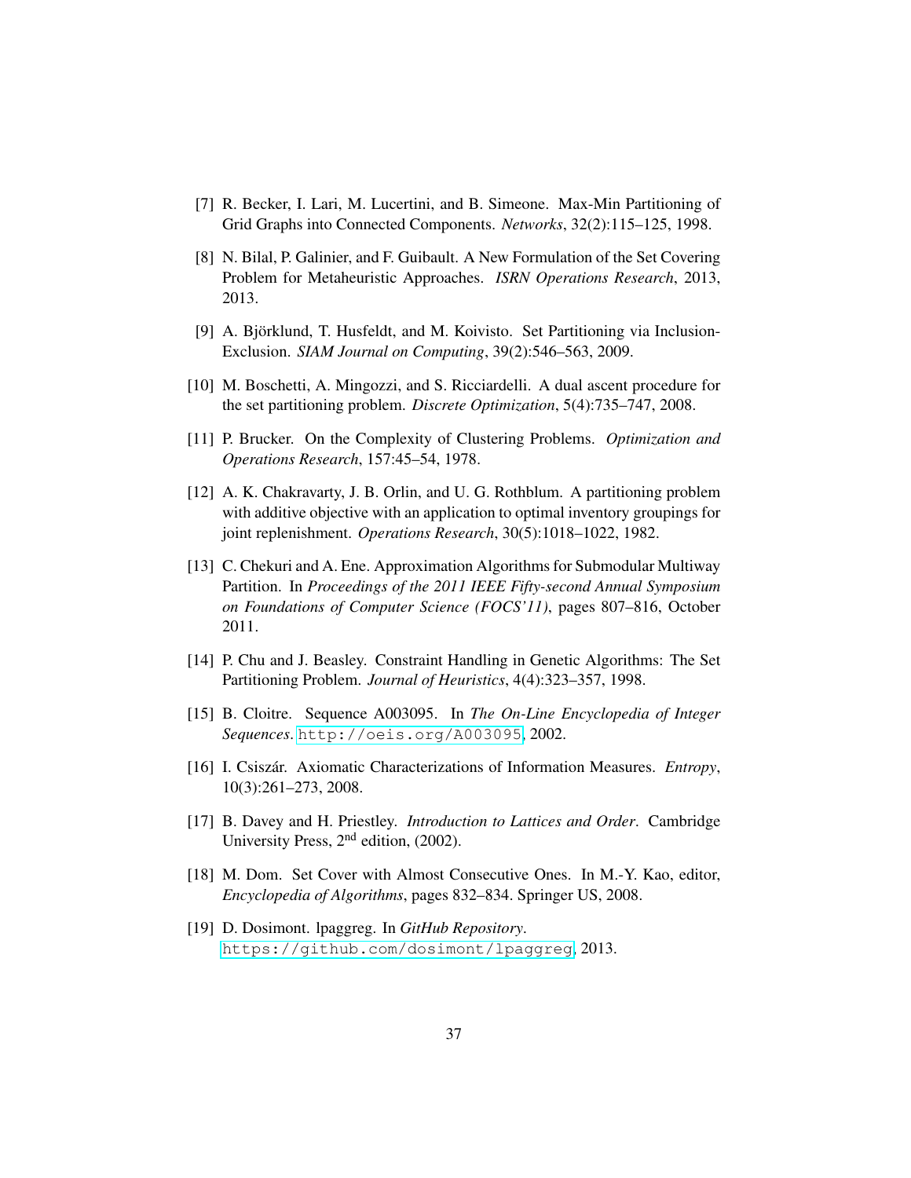[7] R. Becker, I. Lari, M. Lucertini, and B. Simeone. Max-Min Partitioning of Grid Graphs into Connected Components. *Networks*, 32(2):115–125, 1998.

[8] N. Bilal, P. Galinier, and F. Guibault. A New Formulation of the Set Covering Problem for Metaheuristic Approaches. *ISRN Operations Research*, 2013, 2013.

[9] A. Björklund, T. Husfeldt, and M. Koivisto. Set Partitioning via Inclusion-Exclusion. *SIAM Journal on Computing*, 39(2):546–563, 2009.

[10] M. Boschetti, A. Mingozzi, and S. Ricciardelli. A dual ascent procedure for the set partitioning problem. *Discrete Optimization*, 5(4):735–747, 2008.

[11] P. Brucker. On the Complexity of Clustering Problems. *Optimization and Operations Research*, 157:45–54, 1978.

[12] A. K. Chakravarty, J. B. Orlin, and U. G. Rothblum. A partitioning problem with additive objective with an application to optimal inventory groupings for joint replenishment. *Operations Research*, 30(5):1018–1022, 1982.

[13] C. Chekuri and A. Ene. Approximation Algorithms for Submodular Multiway Partition. In *Proceedings of the 2011 IEEE Fifty-second Annual Symposium on Foundations of Computer Science (FOCS'11)*, pages 807–816, October 2011.

[14] P. Chu and J. Beasley. Constraint Handling in Genetic Algorithms: The Set Partitioning Problem. *Journal of Heuristics*, 4(4):323–357, 1998.

[15] B. Cloitre. Sequence A003095. In *The On-Line Encyclopedia of Integer Sequences*. http://oeis.org/A003095, 2002.

[16] I. Csiszár. Axiomatic Characterizations of Information Measures. *Entropy*, 10(3):261–273, 2008.

[17] B. Davey and H. Priestley. *Introduction to Lattices and Order*. Cambridge University Press, 2nd edition, (2002).

[18] M. Dom. Set Cover with Almost Consecutive Ones. In M.-Y. Kao, editor, *Encyclopedia of Algorithms*, pages 832–834. Springer US, 2008.

[19] D. Dosimont. lpaggreg. In *GitHub Repository*. https://github.com/dosimont/lpaggreg, 2013.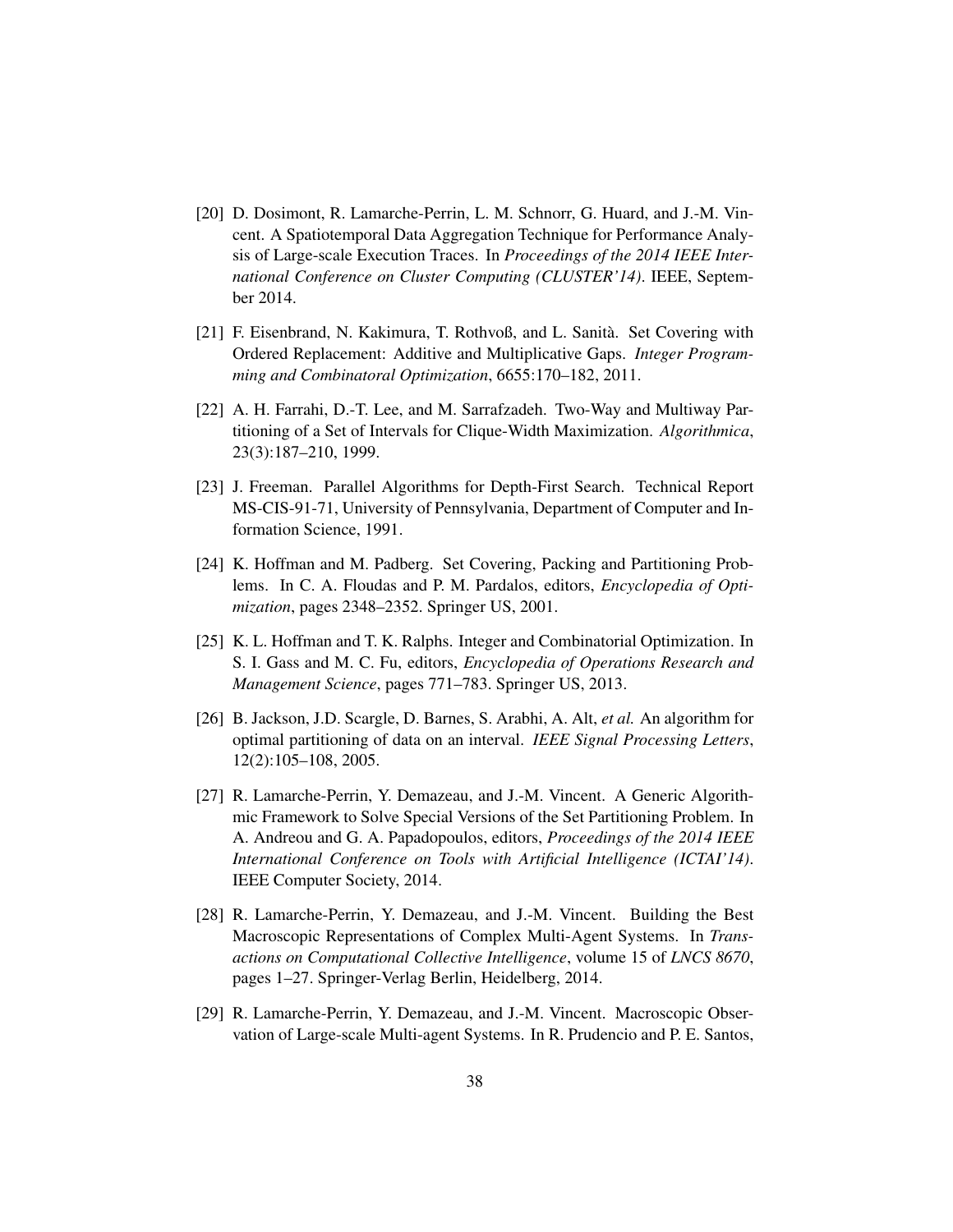[20] D. Dosimont, R. Lamarche-Perrin, L. M. Schnorr, G. Huard, and J.-M. Vincent. A Spatiotemporal Data Aggregation Technique for Performance Analysis of Large-scale Execution Traces. In *Proceedings of the 2014 IEEE International Conference on Cluster Computing (CLUSTER'14)*. IEEE, September 2014.

[21] F. Eisenbrand, N. Kakimura, T. Rothvoß, and L. Sanità. Set Covering with Ordered Replacement: Additive and Multiplicative Gaps. *Integer Programming and Combinatoral Optimization*, 6655:170–182, 2011.

[22] A. H. Farrahi, D.-T. Lee, and M. Sarrafzadeh. Two-Way and Multiway Partitioning of a Set of Intervals for Clique-Width Maximization. *Algorithmica*, 23(3):187–210, 1999.

[23] J. Freeman. Parallel Algorithms for Depth-First Search. Technical Report MS-CIS-91-71, University of Pennsylvania, Department of Computer and Information Science, 1991.

[24] K. Hoffman and M. Padberg. Set Covering, Packing and Partitioning Problems. In C. A. Floudas and P. M. Pardalos, editors, *Encyclopedia of Optimization*, pages 2348–2352. Springer US, 2001.

[25] K. L. Hoffman and T. K. Ralphs. Integer and Combinatorial Optimization. In S. I. Gass and M. C. Fu, editors, *Encyclopedia of Operations Research and Management Science*, pages 771–783. Springer US, 2013.

[26] B. Jackson, J.D. Scargle, D. Barnes, S. Arabhi, A. Alt, *et al.* An algorithm for optimal partitioning of data on an interval. *IEEE Signal Processing Letters*, 12(2):105–108, 2005.

[27] R. Lamarche-Perrin, Y. Demazeau, and J.-M. Vincent. A Generic Algorithmic Framework to Solve Special Versions of the Set Partitioning Problem. In A. Andreou and G. A. Papadopoulos, editors, *Proceedings of the 2014 IEEE International Conference on Tools with Artificial Intelligence (ICTAI'14)*. IEEE Computer Society, 2014.

[28] R. Lamarche-Perrin, Y. Demazeau, and J.-M. Vincent. Building the Best Macroscopic Representations of Complex Multi-Agent Systems. In *Transactions on Computational Collective Intelligence*, volume 15 of *LNCS 8670*, pages 1–27. Springer-Verlag Berlin, Heidelberg, 2014.

[29] R. Lamarche-Perrin, Y. Demazeau, and J.-M. Vincent. Macroscopic Observation of Large-scale Multi-agent Systems. In R. Prudencio and P. E. Santos,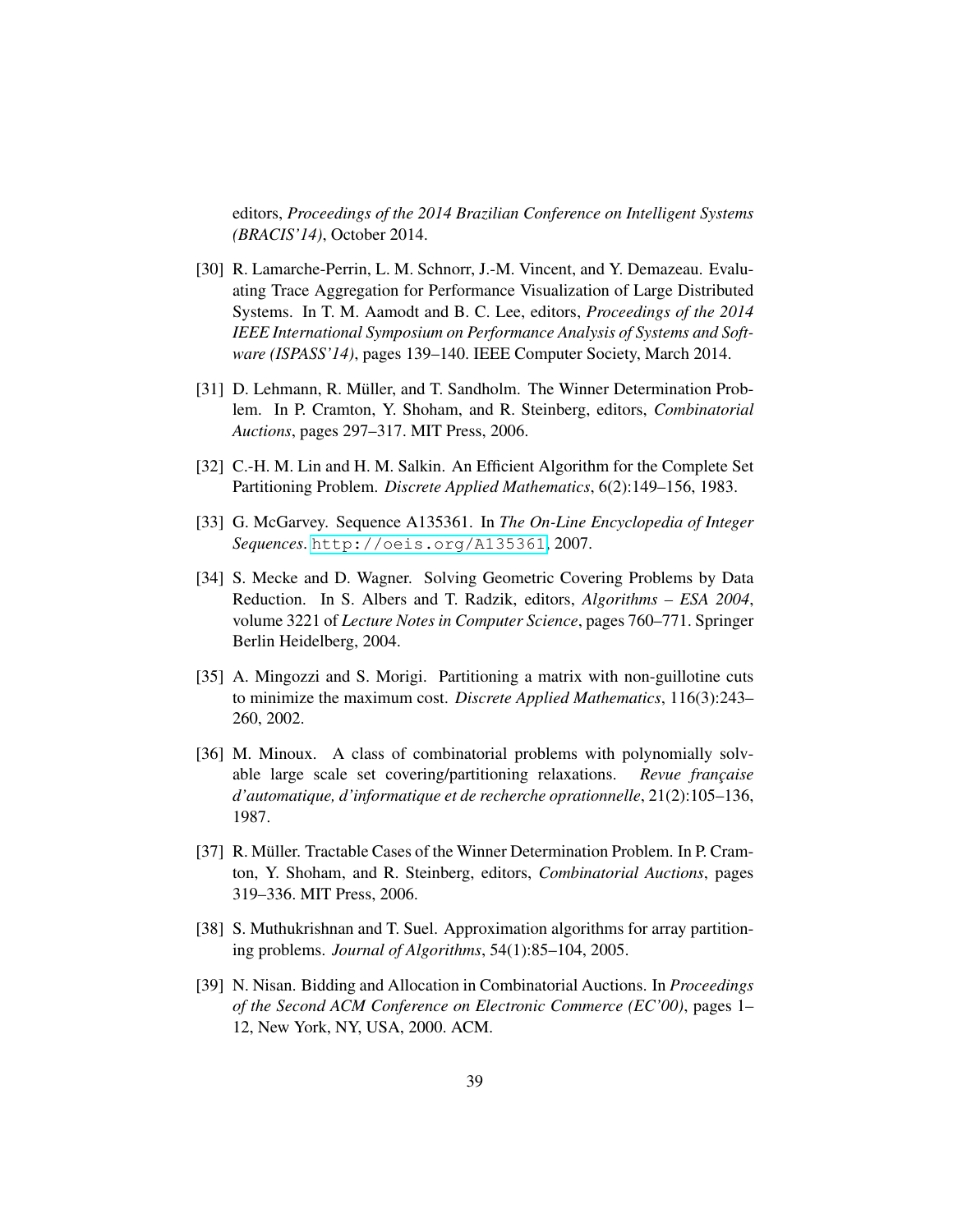editors, *Proceedings of the 2014 Brazilian Conference on Intelligent Systems (BRACIS'14)*, October 2014.

[30] R. Lamarche-Perrin, L. M. Schnorr, J.-M. Vincent, and Y. Demazeau. Evaluating Trace Aggregation for Performance Visualization of Large Distributed Systems. In T. M. Aamodt and B. C. Lee, editors, *Proceedings of the 2014 IEEE International Symposium on Performance Analysis of Systems and Software (ISPASS'14)*, pages 139–140. IEEE Computer Society, March 2014.

[31] D. Lehmann, R. Müller, and T. Sandholm. The Winner Determination Problem. In P. Cramton, Y. Shoham, and R. Steinberg, editors, *Combinatorial Auctions*, pages 297–317. MIT Press, 2006.

[32] C.-H. M. Lin and H. M. Salkin. An Efficient Algorithm for the Complete Set Partitioning Problem. *Discrete Applied Mathematics*, 6(2):149–156, 1983.

[33] G. McGarvey. Sequence A135361. In *The On-Line Encyclopedia of Integer Sequences*. http://oeis.org/A135361, 2007.

[34] S. Mecke and D. Wagner. Solving Geometric Covering Problems by Data Reduction. In S. Albers and T. Radzik, editors, *Algorithms – ESA 2004*, volume 3221 of *Lecture Notes in Computer Science*, pages 760–771. Springer Berlin Heidelberg, 2004.

[35] A. Mingozzi and S. Morigi. Partitioning a matrix with non-guillotine cuts to minimize the maximum cost. *Discrete Applied Mathematics*, 116(3):243–260, 2002.

[36] M. Minoux. A class of combinatorial problems with polynomially solvable large scale set covering/partitioning relaxations. *Revue française d'automatique, d'informatique et de recherche oprationnelle*, 21(2):105–136, 1987.

[37] R. Müller. Tractable Cases of the Winner Determination Problem. In P. Cramton, Y. Shoham, and R. Steinberg, editors, *Combinatorial Auctions*, pages 319–336. MIT Press, 2006.

[38] S. Muthukrishnan and T. Suel. Approximation algorithms for array partitioning problems. *Journal of Algorithms*, 54(1):85–104, 2005.

[39] N. Nisan. Bidding and Allocation in Combinatorial Auctions. In *Proceedings of the Second ACM Conference on Electronic Commerce (EC'00)*, pages 1–12, New York, NY, USA, 2000. ACM.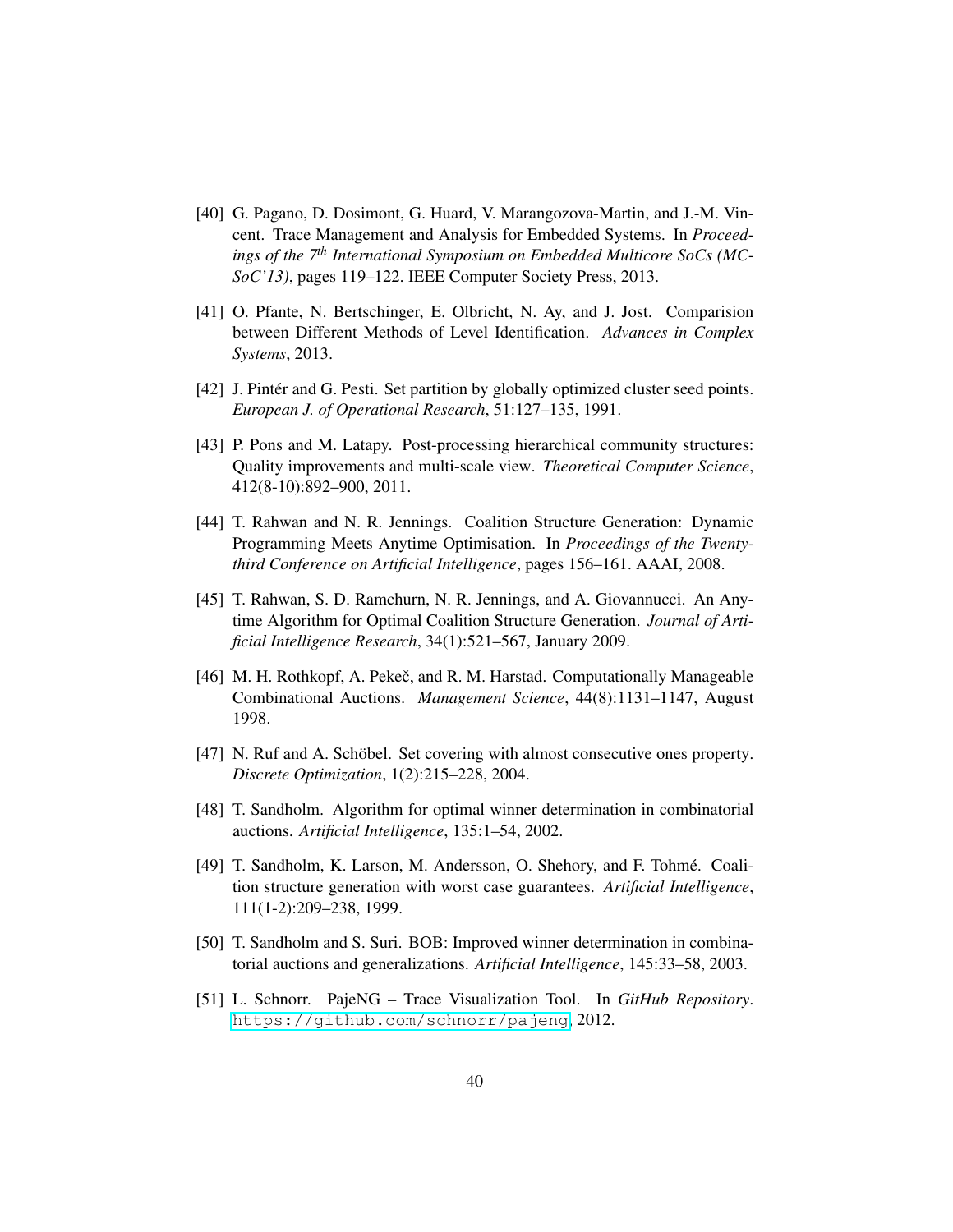[40] G. Pagano, D. Dosimont, G. Huard, V. Marangozova-Martin, and J.-M. Vincent. Trace Management and Analysis for Embedded Systems. In *Proceedings of the 7th International Symposium on Embedded Multicore SoCs (MCSoC'13)*, pages 119–122. IEEE Computer Society Press, 2013.

[41] O. Pfante, N. Bertschinger, E. Olbricht, N. Ay, and J. Jost. Comparision between Different Methods of Level Identification. *Advances in Complex Systems*, 2013.

[42] J. Pintér and G. Pesti. Set partition by globally optimized cluster seed points. *European J. of Operational Research*, 51:127–135, 1991.

[43] P. Pons and M. Latapy. Post-processing hierarchical community structures: Quality improvements and multi-scale view. *Theoretical Computer Science*, 412(8-10):892–900, 2011.

[44] T. Rahwan and N. R. Jennings. Coalition Structure Generation: Dynamic Programming Meets Anytime Optimisation. In *Proceedings of the Twenty-third Conference on Artificial Intelligence*, pages 156–161. AAAI, 2008.

[45] T. Rahwan, S. D. Ramchurn, N. R. Jennings, and A. Giovannucci. An Anytime Algorithm for Optimal Coalition Structure Generation. *Journal of Artificial Intelligence Research*, 34(1):521–567, January 2009.

[46] M. H. Rothkopf, A. Pekeč, and R. M. Harstad. Computationally Manageable Combinational Auctions. *Management Science*, 44(8):1131–1147, August 1998.

[47] N. Ruf and A. Schöbel. Set covering with almost consecutive ones property. *Discrete Optimization*, 1(2):215–228, 2004.

[48] T. Sandholm. Algorithm for optimal winner determination in combinatorial auctions. *Artificial Intelligence*, 135:1–54, 2002.

[49] T. Sandholm, K. Larson, M. Andersson, O. Shehory, and F. Tohmé. Coalition structure generation with worst case guarantees. *Artificial Intelligence*, 111(1-2):209–238, 1999.

[50] T. Sandholm and S. Suri. BOB: Improved winner determination in combinatorial auctions and generalizations. *Artificial Intelligence*, 145:33–58, 2003.

[51] L. Schnorr. PajeNG – Trace Visualization Tool. In *GitHub Repository*. https://github.com/schnorr/pajeng, 2012.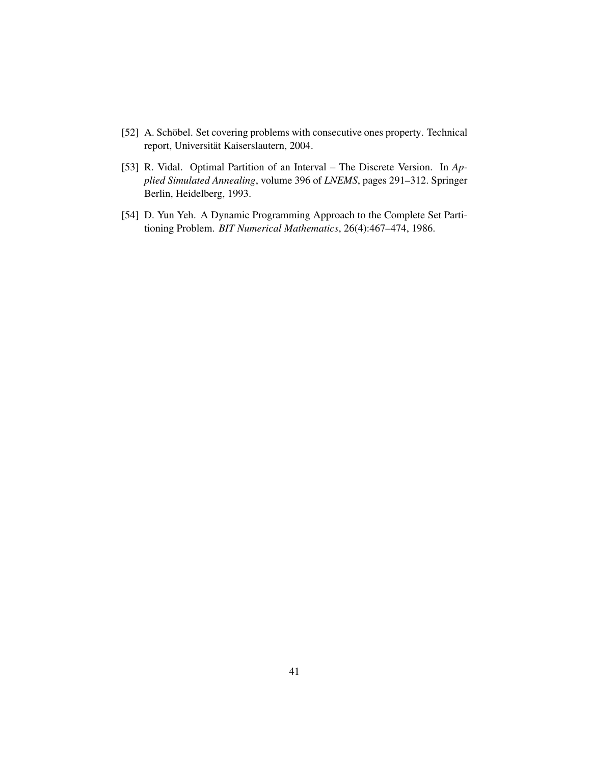[52] A. Schöbel. Set covering problems with consecutive ones property. Technical report, Universität Kaiserslautern, 2004.

[53] R. Vidal. Optimal Partition of an Interval – The Discrete Version. In *Applied Simulated Annealing*, volume 396 of *LNEMS*, pages 291–312. Springer Berlin, Heidelberg, 1993.

[54] D. Yun Yeh. A Dynamic Programming Approach to the Complete Set Partitioning Problem. *BIT Numerical Mathematics*, 26(4):467–474, 1986.